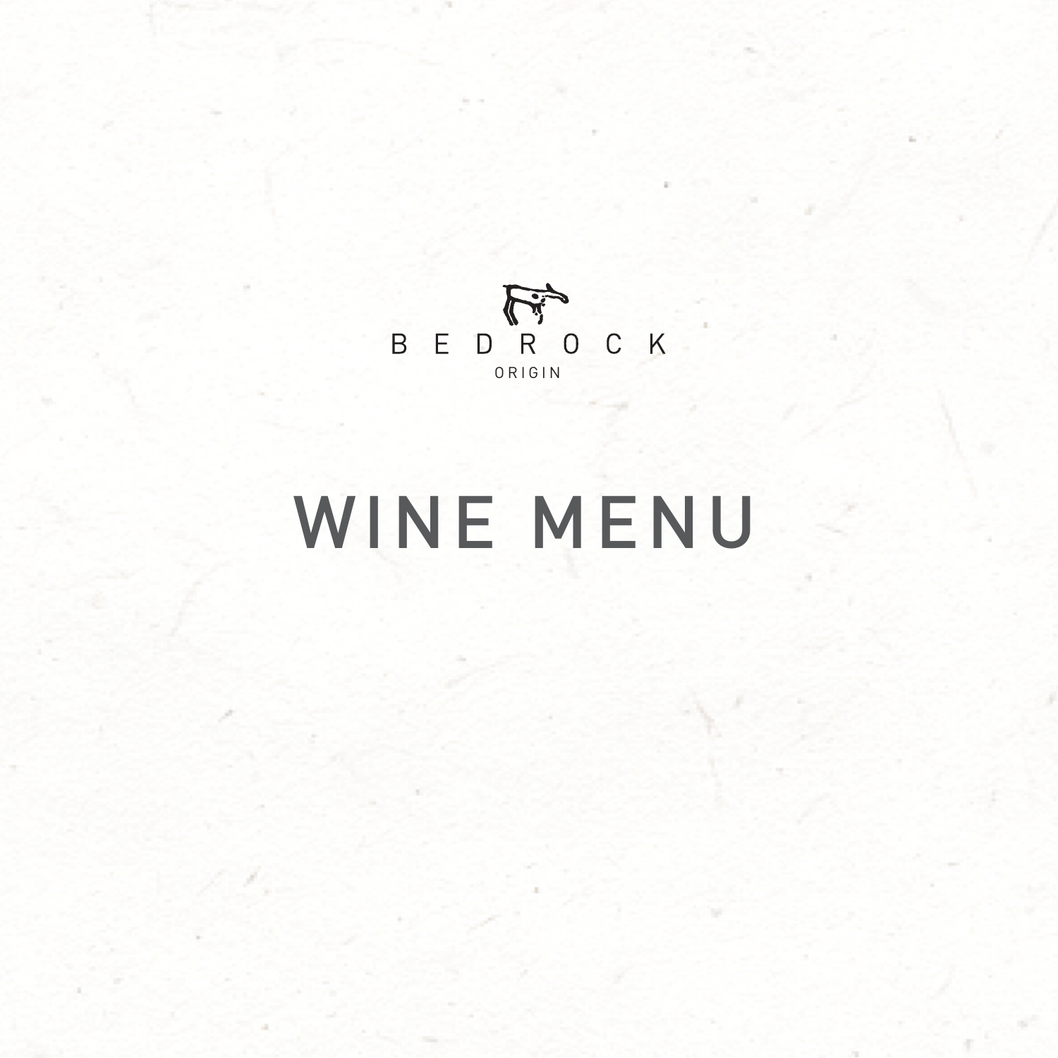BEDROCK

ORIGIN

# WINE MENU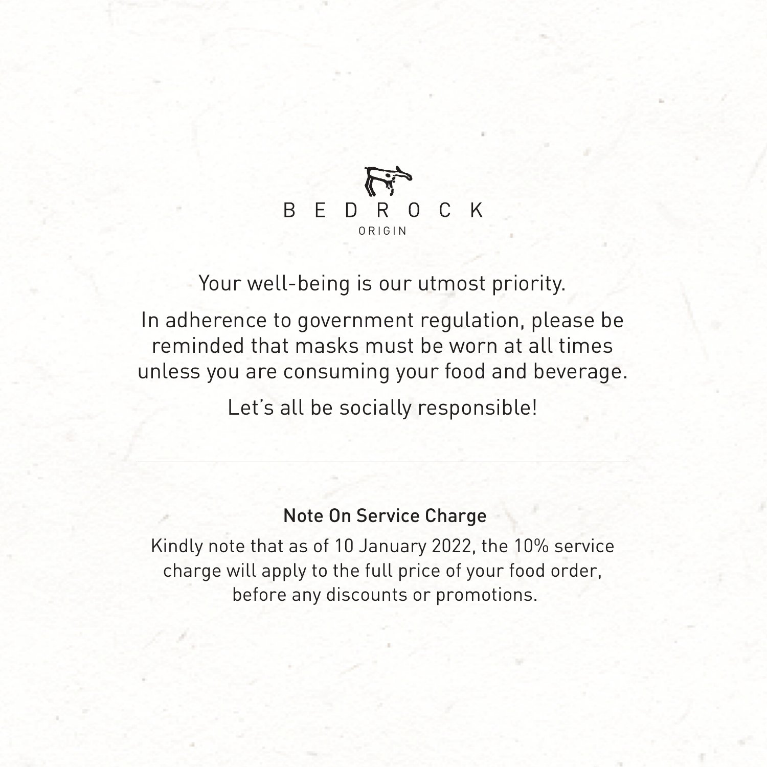# BEDROCK

ORIGIN

Your well-being is our utmost priority.

In adherence to government regulation, please be reminded that masks must be worn at all times unless you are consuming your food and beverage.

Let's all be socially responsible!

---

## Note On Service Charge

Kindly note that as of 10 January 2022, the 10% service charge will apply to the full price of your food order, before any discounts or promotions.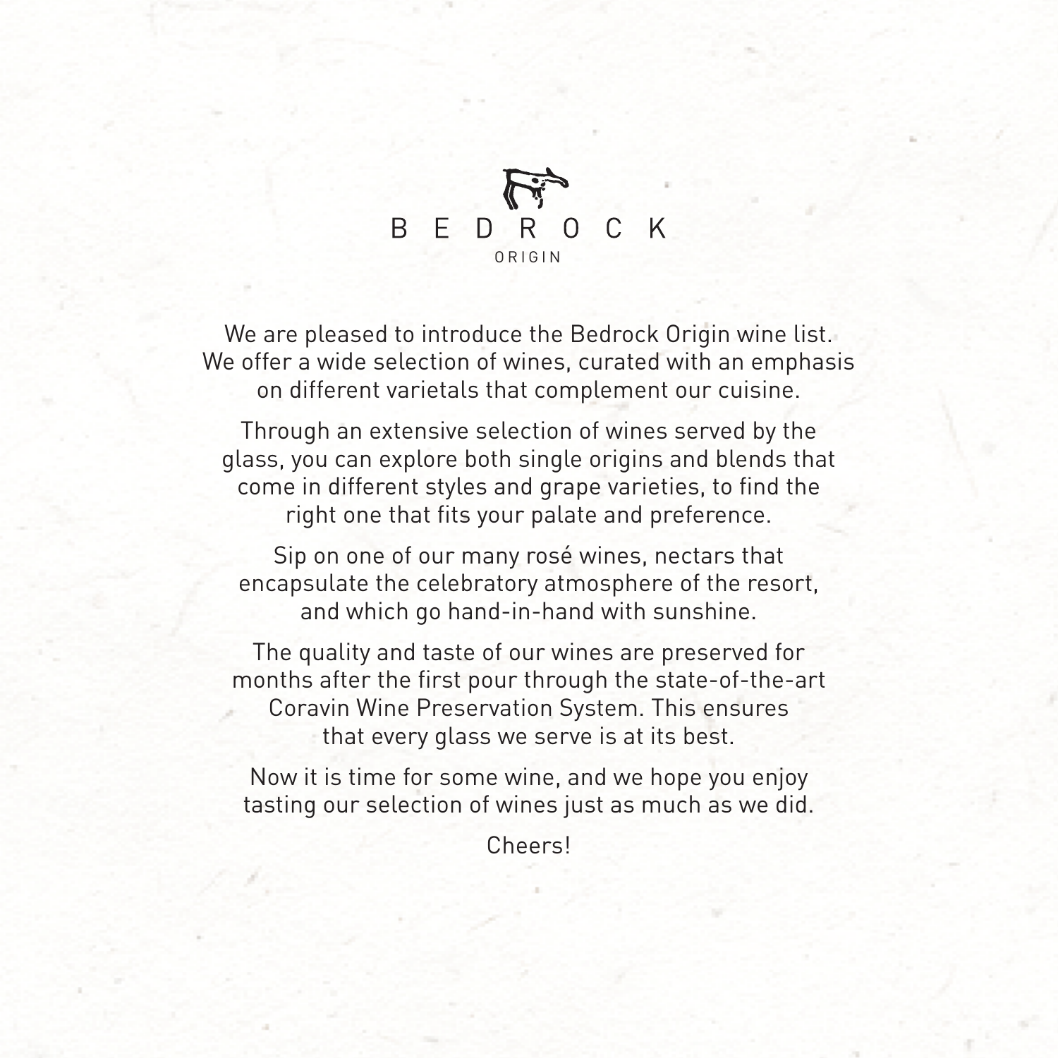# BEDROCK

ORIGIN

We are pleased to introduce the Bedrock Origin wine list. We offer a wide selection of wines, curated with an emphasis on different varietals that complement our cuisine.

Through an extensive selection of wines served by the glass, you can explore both single origins and blends that come in different styles and grape varieties, to find the right one that fits your palate and preference.

Sip on one of our many rosé wines, nectars that encapsulate the celebratory atmosphere of the resort, and which go hand-in-hand with sunshine.

The quality and taste of our wines are preserved for months after the first pour through the state-of-the-art Coravin Wine Preservation System. This ensures that every glass we serve is at its best.

Now it is time for some wine, and we hope you enjoy tasting our selection of wines just as much as we did.

Cheers!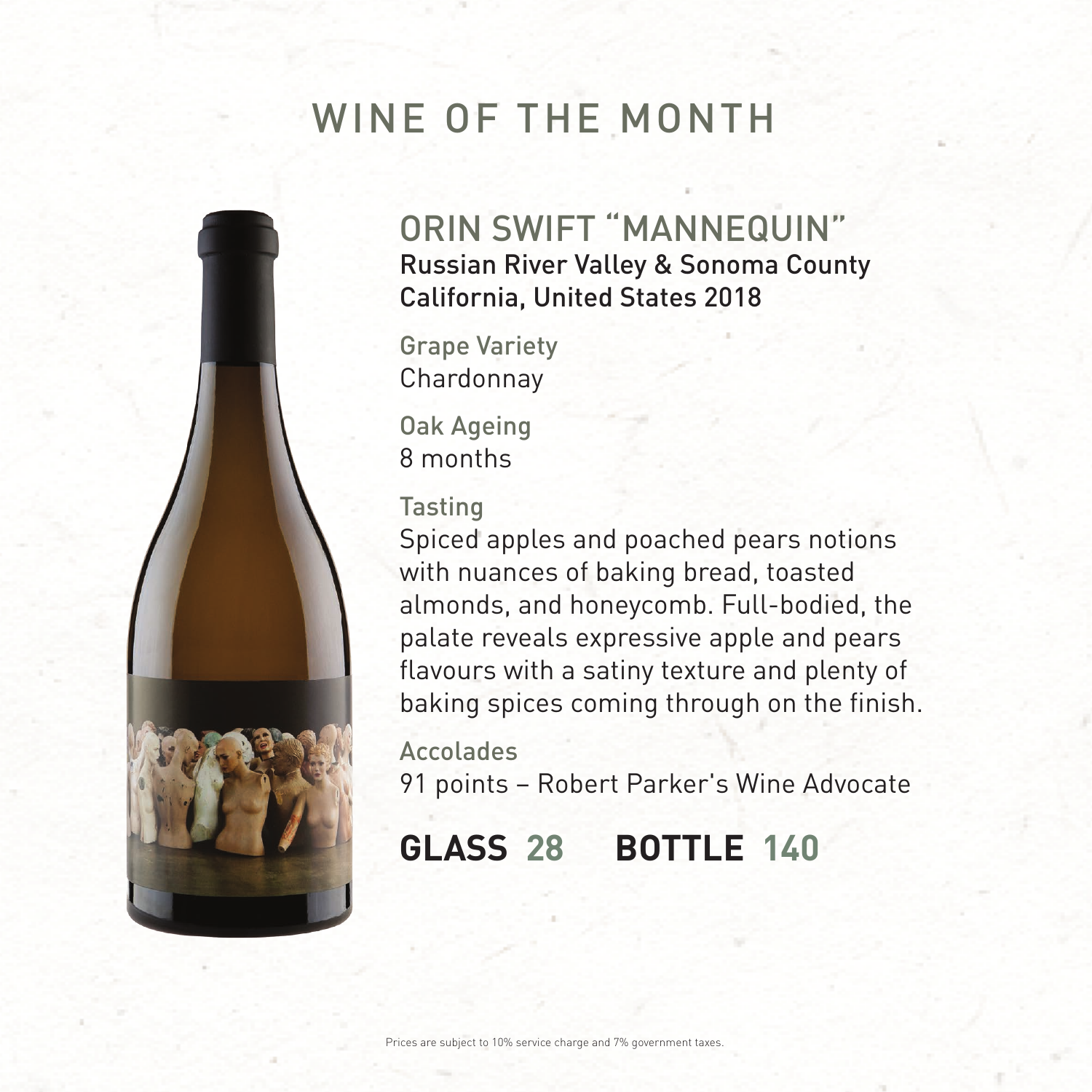# WINE OF THE MONTH

## ORIN SWIFT "MANNEQUIN"

Russian River Valley & Sonoma County
California, United States 2018

**Grape Variety**
Chardonnay

**Oak Ageing**
8 months

**Tasting**
Spiced apples and poached pears notions with nuances of baking bread, toasted almonds, and honeycomb. Full-bodied, the palate reveals expressive apple and pears flavours with a satiny texture and plenty of baking spices coming through on the finish.

**Accolades**
91 points – Robert Parker's Wine Advocate

**GLASS 28    BOTTLE 140**

Prices are subject to 10% service charge and 7% government taxes.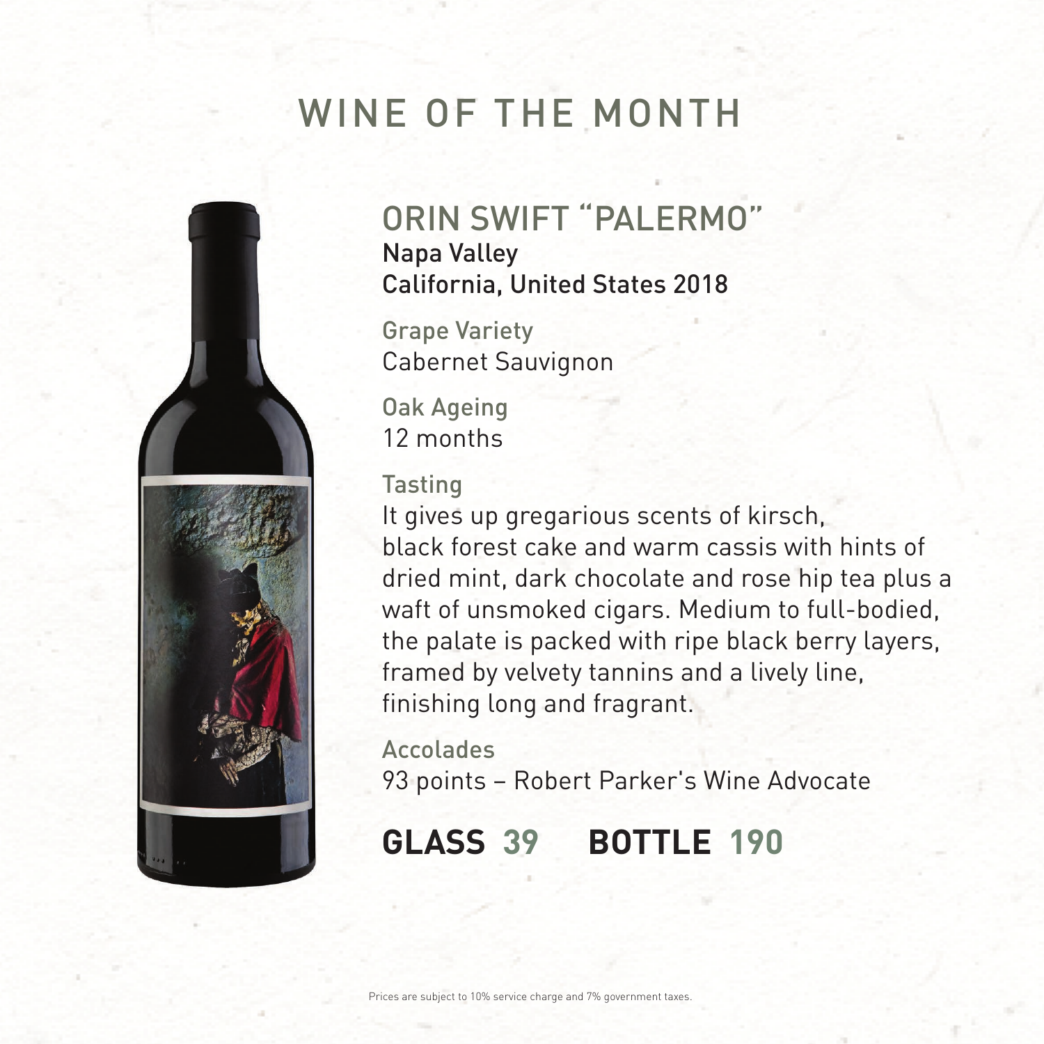# WINE OF THE MONTH

## ORIN SWIFT "PALERMO"

Napa Valley
California, United States 2018

**Grape Variety**
Cabernet Sauvignon

**Oak Ageing**
12 months

**Tasting**
It gives up gregarious scents of kirsch, black forest cake and warm cassis with hints of dried mint, dark chocolate and rose hip tea plus a waft of unsmoked cigars. Medium to full-bodied, the palate is packed with ripe black berry layers, framed by velvety tannins and a lively line, finishing long and fragrant.

**Accolades**
93 points – Robert Parker's Wine Advocate

**GLASS 39 BOTTLE 190**

Prices are subject to 10% service charge and 7% government taxes.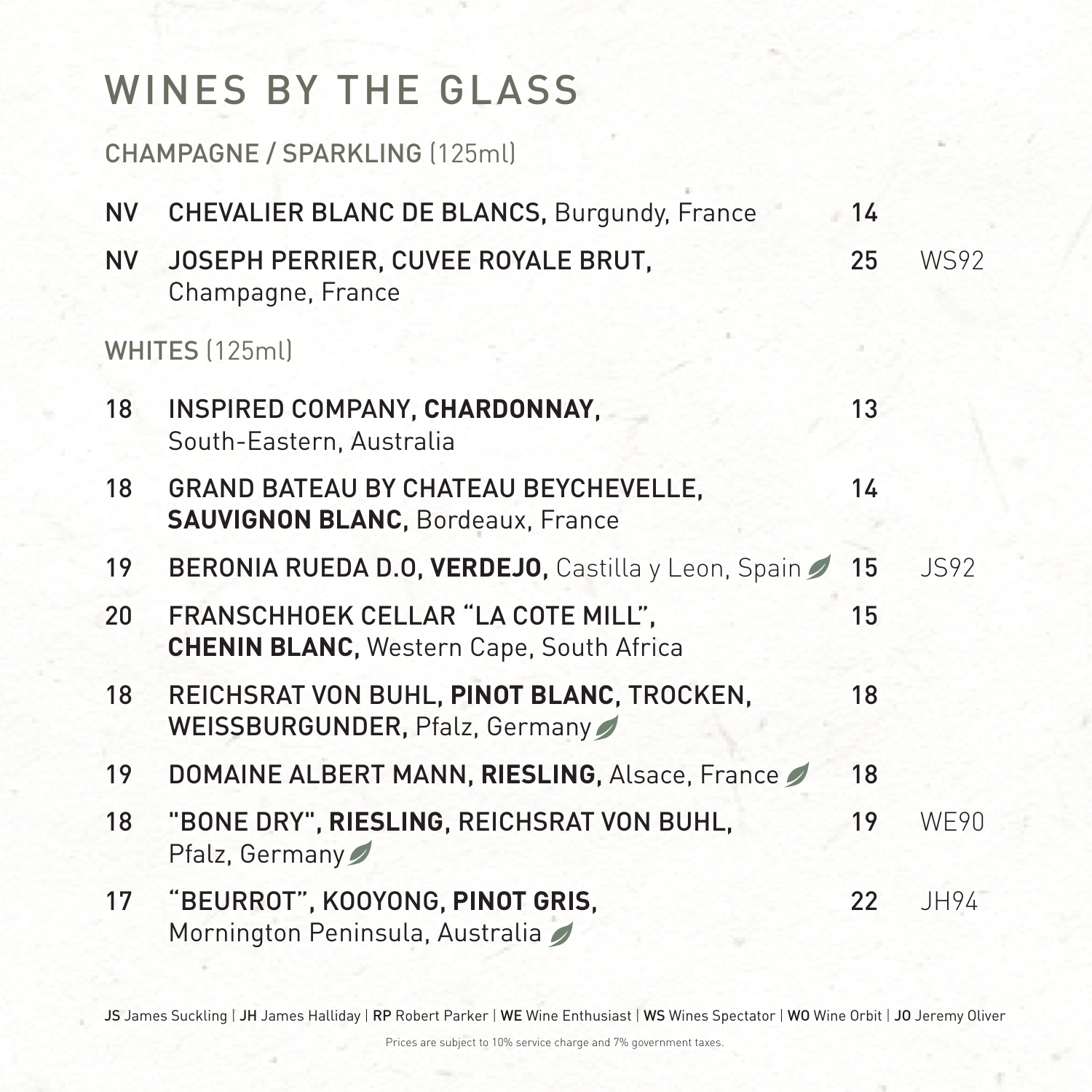# WINES BY THE GLASS

## CHAMPAGNE / SPARKLING (125ml)

| Vintage | Wine | Price | Rating |
|---|---|---|---|
| NV | **CHEVALIER BLANC DE BLANCS,** Burgundy, France | 14 | |
| NV | **JOSEPH PERRIER, CUVEE ROYALE BRUT,** Champagne, France | 25 | WS92 |

## WHITES (125ml)

| Vintage | Wine | Price | Rating |
|---|---|---|---|
| 18 | INSPIRED COMPANY, **CHARDONNAY,** South-Eastern, Australia | 13 | |
| 18 | GRAND BATEAU BY CHATEAU BEYCHEVELLE, **SAUVIGNON BLANC,** Bordeaux, France | 14 | |
| 19 | BERONIA RUEDA D.O, **VERDEJO,** Castilla y Leon, Spain | 15 | JS92 |
| 20 | FRANSCHHOEK CELLAR "LA COTE MILL", **CHENIN BLANC,** Western Cape, South Africa | 15 | |
| 18 | REICHSRAT VON BUHL, **PINOT BLANC,** TROCKEN, WEISSBURGUNDER, Pfalz, Germany | 18 | |
| 19 | DOMAINE ALBERT MANN, **RIESLING,** Alsace, France | 18 | |
| 18 | "BONE DRY", **RIESLING,** REICHSRAT VON BUHL, Pfalz, Germany | 19 | WE90 |
| 17 | "BEURROT", KOOYONG, **PINOT GRIS,** Mornington Peninsula, Australia | 22 | JH94 |

**JS** James Suckling | **JH** James Halliday | **RP** Robert Parker | **WE** Wine Enthusiast | **WS** Wines Spectator | **WO** Wine Orbit | **JO** Jeremy Oliver

Prices are subject to 10% service charge and 7% government taxes.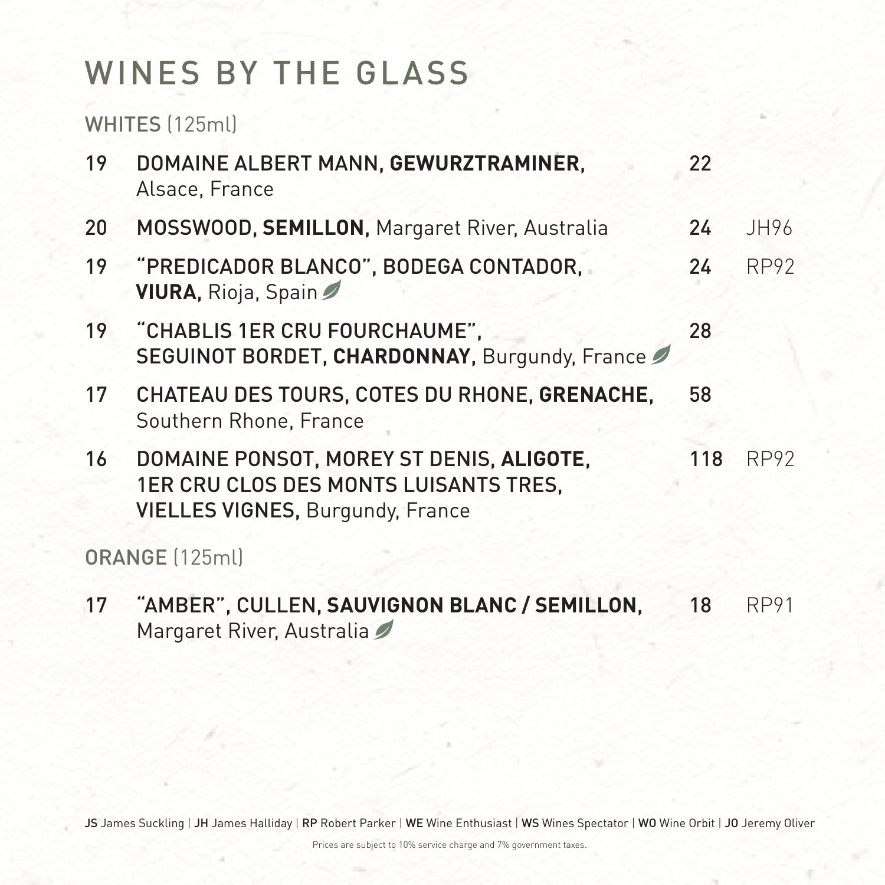# WINES BY THE GLASS

## WHITES (125ml)

| Vintage | Wine | Price | Rating |
|---|---|---|---|
| 19 | DOMAINE ALBERT MANN, **GEWURZTRAMINER,** Alsace, France | 22 | |
| 20 | MOSSWOOD, **SEMILLON,** Margaret River, Australia | 24 | JH96 |
| 19 | "PREDICADOR BLANCO", BODEGA CONTADOR, **VIURA,** Rioja, Spain | 24 | RP92 |
| 19 | "CHABLIS 1ER CRU FOURCHAUME", SEGUINOT BORDET, **CHARDONNAY,** Burgundy, France | 28 | |
| 17 | CHATEAU DES TOURS, COTES DU RHONE, **GRENACHE,** Southern Rhone, France | 58 | |
| 16 | DOMAINE PONSOT, MOREY ST DENIS, **ALIGOTE,** 1ER CRU CLOS DES MONTS LUISANTS TRES, VIELLES VIGNES, Burgundy, France | 118 | RP92 |

## ORANGE (125ml)

| Vintage | Wine | Price | Rating |
|---|---|---|---|
| 17 | "AMBER", CULLEN, **SAUVIGNON BLANC / SEMILLON,** Margaret River, Australia | 18 | RP91 |

**JS** James Suckling | **JH** James Halliday | **RP** Robert Parker | **WE** Wine Enthusiast | **WS** Wines Spectator | **WO** Wine Orbit | **JO** Jeremy Oliver

Prices are subject to 10% service charge and 7% government taxes.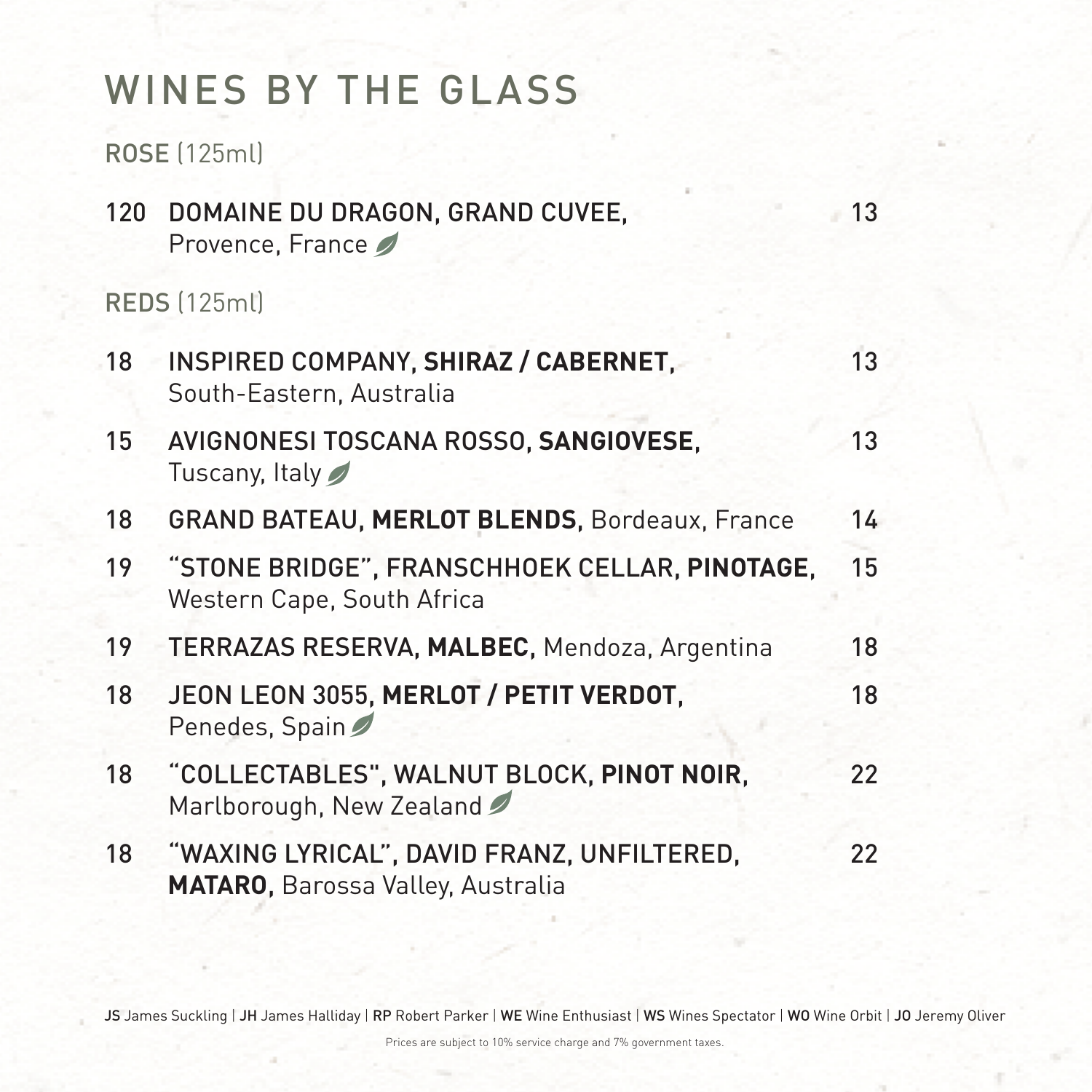# WINES BY THE GLASS

## ROSE (125ml)

| | | |
|---|---|---|
| 120 | DOMAINE DU DRAGON, GRAND CUVEE, Provence, France | 13 |

## REDS (125ml)

| | | |
|---|---|---|
| 18 | INSPIRED COMPANY, **SHIRAZ / CABERNET**, South-Eastern, Australia | 13 |
| 15 | AVIGNONESI TOSCANA ROSSO, **SANGIOVESE**, Tuscany, Italy | 13 |
| 18 | GRAND BATEAU, **MERLOT BLENDS**, Bordeaux, France | 14 |
| 19 | "STONE BRIDGE", FRANSCHHOEK CELLAR, **PINOTAGE**, Western Cape, South Africa | 15 |
| 19 | TERRAZAS RESERVA, **MALBEC**, Mendoza, Argentina | 18 |
| 18 | JEON LEON 3055, **MERLOT / PETIT VERDOT**, Penedes, Spain | 18 |
| 18 | "COLLECTABLES", WALNUT BLOCK, **PINOT NOIR**, Marlborough, New Zealand | 22 |
| 18 | "WAXING LYRICAL", DAVID FRANZ, UNFILTERED, **MATARO**, Barossa Valley, Australia | 22 |

**JS** James Suckling | **JH** James Halliday | **RP** Robert Parker | **WE** Wine Enthusiast | **WS** Wines Spectator | **WO** Wine Orbit | **JO** Jeremy Oliver

Prices are subject to 10% service charge and 7% government taxes.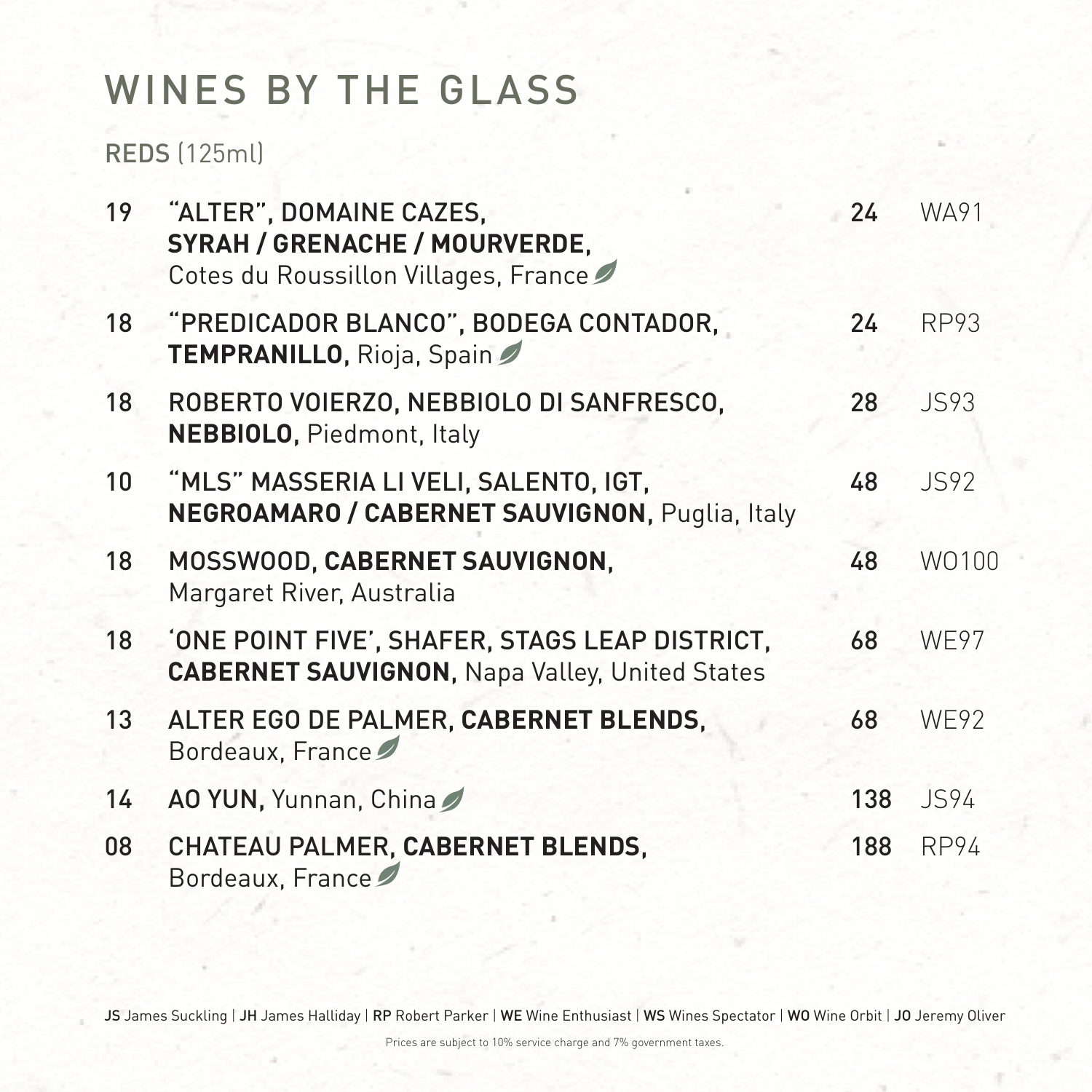# WINES BY THE GLASS

## REDS (125ml)

| Vintage | Wine | Price | Rating |
|---|---|---|---|
| 19 | "ALTER", DOMAINE CAZES, **SYRAH / GRENACHE / MOURVERDE,** Cotes du Roussillon Villages, France | 24 | WA91 |
| 18 | "PREDICADOR BLANCO", BODEGA CONTADOR, **TEMPRANILLO,** Rioja, Spain | 24 | RP93 |
| 18 | ROBERTO VOIERZO, NEBBIOLO DI SANFRESCO, **NEBBIOLO,** Piedmont, Italy | 28 | JS93 |
| 10 | "MLS" MASSERIA LI VELI, SALENTO, IGT, **NEGROAMARO / CABERNET SAUVIGNON,** Puglia, Italy | 48 | JS92 |
| 18 | MOSSWOOD, **CABERNET SAUVIGNON,** Margaret River, Australia | 48 | WO100 |
| 18 | 'ONE POINT FIVE', SHAFER, STAGS LEAP DISTRICT, **CABERNET SAUVIGNON,** Napa Valley, United States | 68 | WE97 |
| 13 | ALTER EGO DE PALMER, **CABERNET BLENDS,** Bordeaux, France | 68 | WE92 |
| 14 | **AO YUN,** Yunnan, China | 138 | JS94 |
| 08 | CHATEAU PALMER, **CABERNET BLENDS,** Bordeaux, France | 188 | RP94 |

**JS** James Suckling | **JH** James Halliday | **RP** Robert Parker | **WE** Wine Enthusiast | **WS** Wines Spectator | **WO** Wine Orbit | **JO** Jeremy Oliver

Prices are subject to 10% service charge and 7% government taxes.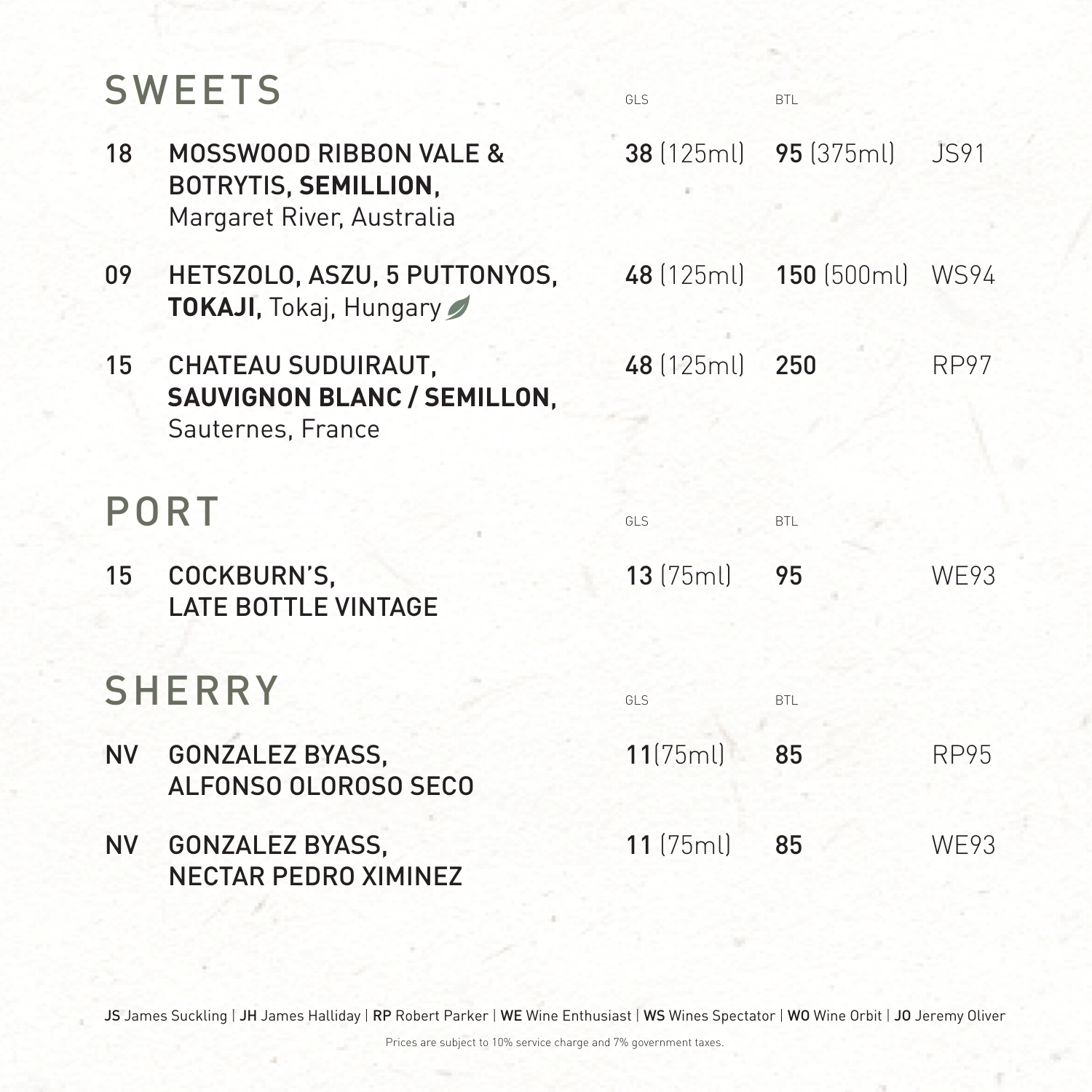## SWEETS

| | | GLS | BTL | |
|---|---|---|---|---|
| 18 | **MOSSWOOD RIBBON VALE & BOTRYTIS, SEMILLION,** Margaret River, Australia | **38** (125ml) | **95** (375ml) | JS91 |
| 09 | **HETSZOLO, ASZU, 5 PUTTONYOS, TOKAJI,** Tokaj, Hungary | **48** (125ml) | **150** (500ml) | WS94 |
| 15 | **CHATEAU SUDUIRAUT, SAUVIGNON BLANC / SEMILLON,** Sauternes, France | **48** (125ml) | **250** | RP97 |

## PORT

| | | GLS | BTL | |
|---|---|---|---|---|
| 15 | **COCKBURN'S, LATE BOTTLE VINTAGE** | **13** (75ml) | **95** | WE93 |

## SHERRY

| | | GLS | BTL | |
|---|---|---|---|---|
| NV | **GONZALEZ BYASS, ALFONSO OLOROSO SECO** | **11**(75ml) | **85** | RP95 |
| NV | **GONZALEZ BYASS, NECTAR PEDRO XIMINEZ** | **11** (75ml) | **85** | WE93 |

**JS** James Suckling | **JH** James Halliday | **RP** Robert Parker | **WE** Wine Enthusiast | **WS** Wines Spectator | **WO** Wine Orbit | **JO** Jeremy Oliver

Prices are subject to 10% service charge and 7% government taxes.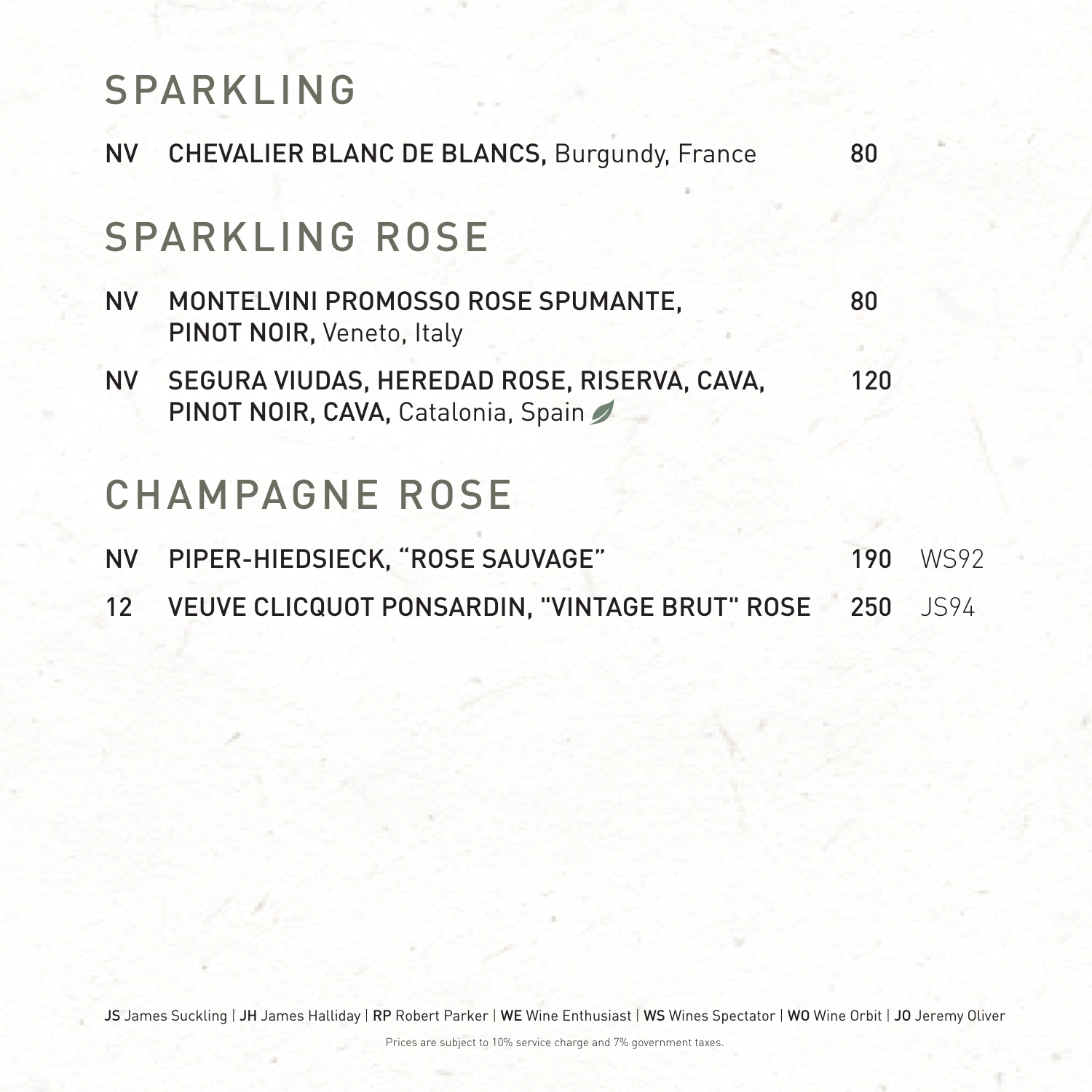# SPARKLING

| | | | |
|---|---|---|---|
| NV | **CHEVALIER BLANC DE BLANCS,** Burgundy, France | 80 | |

# SPARKLING ROSE

| | | | |
|---|---|---|---|
| NV | **MONTELVINI PROMOSSO ROSE SPUMANTE, PINOT NOIR,** Veneto, Italy | 80 | |
| NV | **SEGURA VIUDAS, HEREDAD ROSE, RISERVA, CAVA, PINOT NOIR, CAVA,** Catalonia, Spain | 120 | |

# CHAMPAGNE ROSE

| | | | |
|---|---|---|---|
| NV | **PIPER-HIEDSIECK, "ROSE SAUVAGE"** | 190 | WS92 |
| 12 | **VEUVE CLICQUOT PONSARDIN, "VINTAGE BRUT" ROSE** | 250 | JS94 |

**JS** James Suckling | **JH** James Halliday | **RP** Robert Parker | **WE** Wine Enthusiast | **WS** Wines Spectator | **WO** Wine Orbit | **JO** Jeremy Oliver

Prices are subject to 10% service charge and 7% government taxes.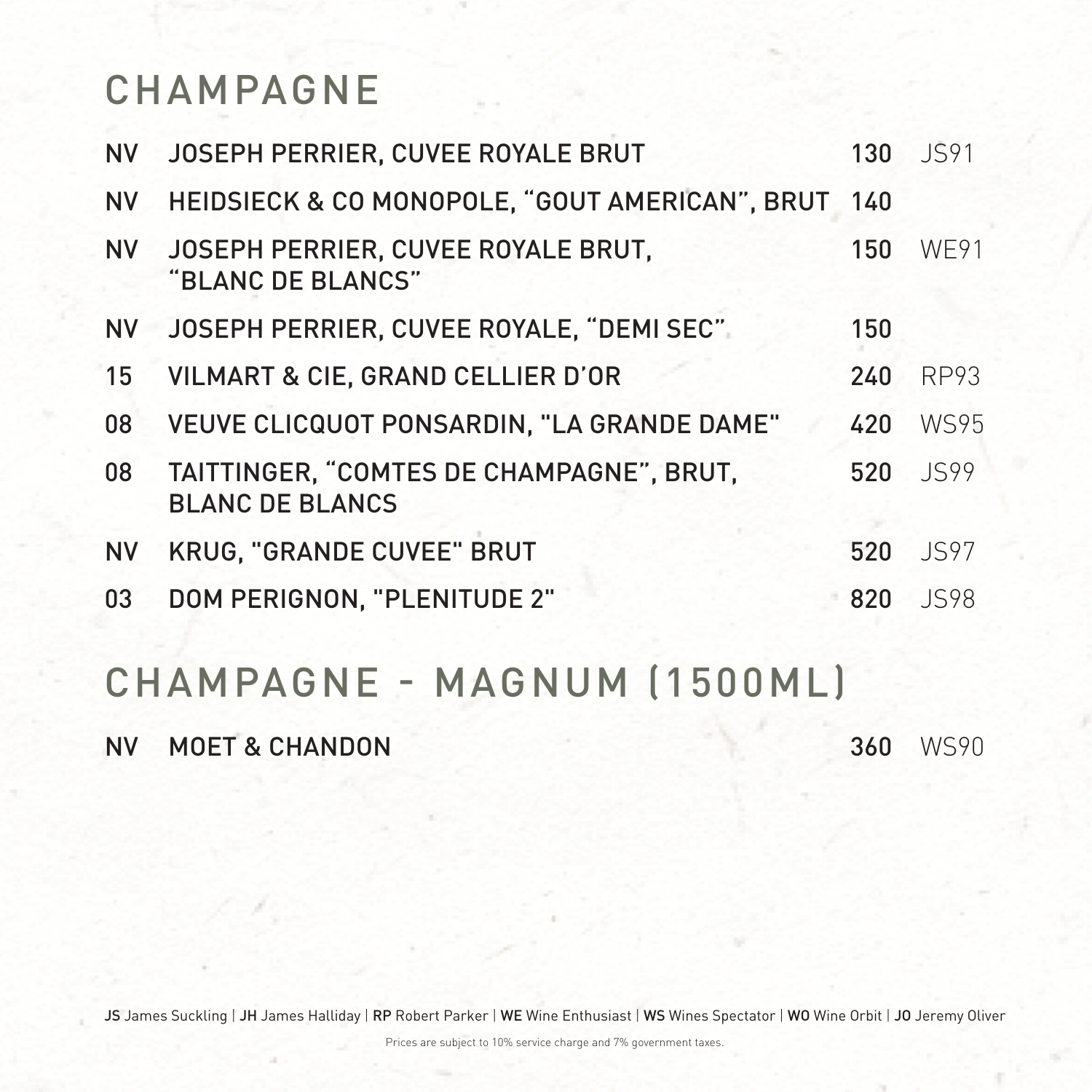# CHAMPAGNE

| Vintage | Wine | Price | Rating |
|---|---|---|---|
| NV | JOSEPH PERRIER, CUVEE ROYALE BRUT | 130 | JS91 |
| NV | HEIDSIECK & CO MONOPOLE, "GOUT AMERICAN", BRUT | 140 | |
| NV | JOSEPH PERRIER, CUVEE ROYALE BRUT, "BLANC DE BLANCS" | 150 | WE91 |
| NV | JOSEPH PERRIER, CUVEE ROYALE, "DEMI SEC" | 150 | |
| 15 | VILMART & CIE, GRAND CELLIER D'OR | 240 | RP93 |
| 08 | VEUVE CLICQUOT PONSARDIN, "LA GRANDE DAME" | 420 | WS95 |
| 08 | TAITTINGER, "COMTES DE CHAMPAGNE", BRUT, BLANC DE BLANCS | 520 | JS99 |
| NV | KRUG, "GRANDE CUVEE" BRUT | 520 | JS97 |
| 03 | DOM PERIGNON, "PLENITUDE 2" | 820 | JS98 |

# CHAMPAGNE - MAGNUM (1500ML)

| Vintage | Wine | Price | Rating |
|---|---|---|---|
| NV | MOET & CHANDON | 360 | WS90 |

**JS** James Suckling | **JH** James Halliday | **RP** Robert Parker | **WE** Wine Enthusiast | **WS** Wines Spectator | **WO** Wine Orbit | **JO** Jeremy Oliver

Prices are subject to 10% service charge and 7% government taxes.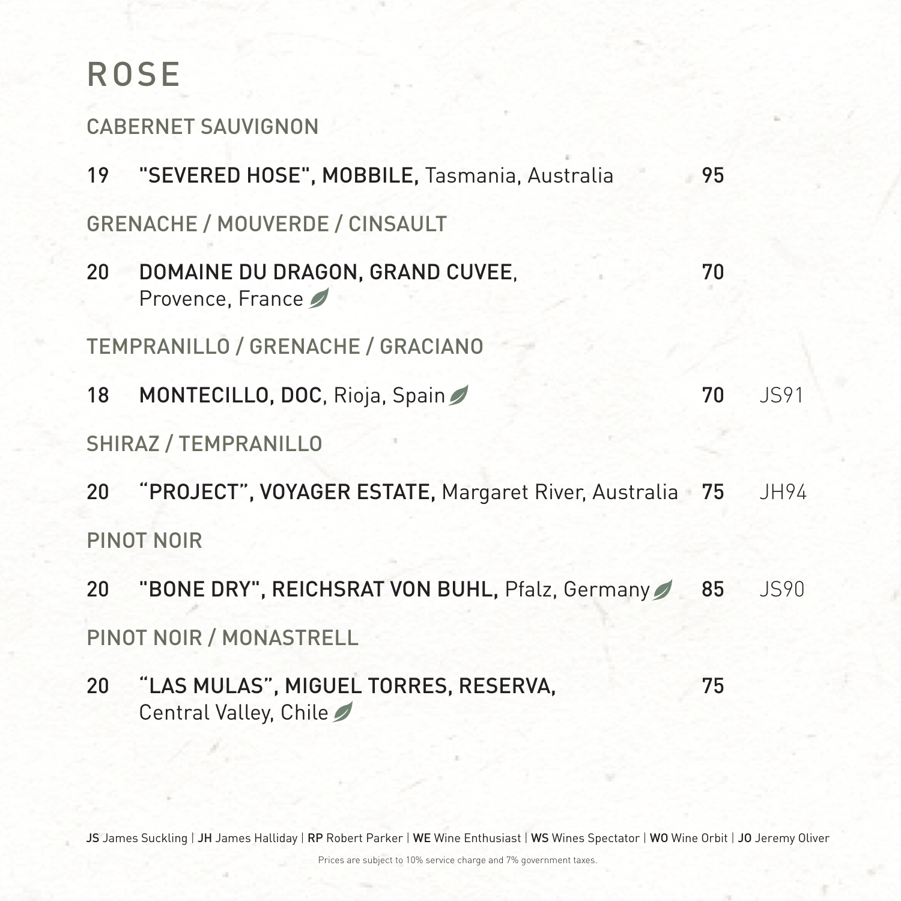# ROSE

## CABERNET SAUVIGNON

19 **"SEVERED HOSE", MOBBILE,** Tasmania, Australia 95

## GRENACHE / MOUVERDE / CINSAULT

20 **DOMAINE DU DRAGON, GRAND CUVEE,** Provence, France 70

## TEMPRANILLO / GRENACHE / GRACIANO

18 **MONTECILLO, DOC**, Rioja, Spain 70 JS91

## SHIRAZ / TEMPRANILLO

20 **"PROJECT", VOYAGER ESTATE,** Margaret River, Australia 75 JH94

## PINOT NOIR

20 **"BONE DRY", REICHSRAT VON BUHL,** Pfalz, Germany 85 JS90

## PINOT NOIR / MONASTRELL

20 **"LAS MULAS", MIGUEL TORRES, RESERVA,** Central Valley, Chile 75

**JS** James Suckling | **JH** James Halliday | **RP** Robert Parker | **WE** Wine Enthusiast | **WS** Wines Spectator | **WO** Wine Orbit | **JO** Jeremy Oliver

Prices are subject to 10% service charge and 7% government taxes.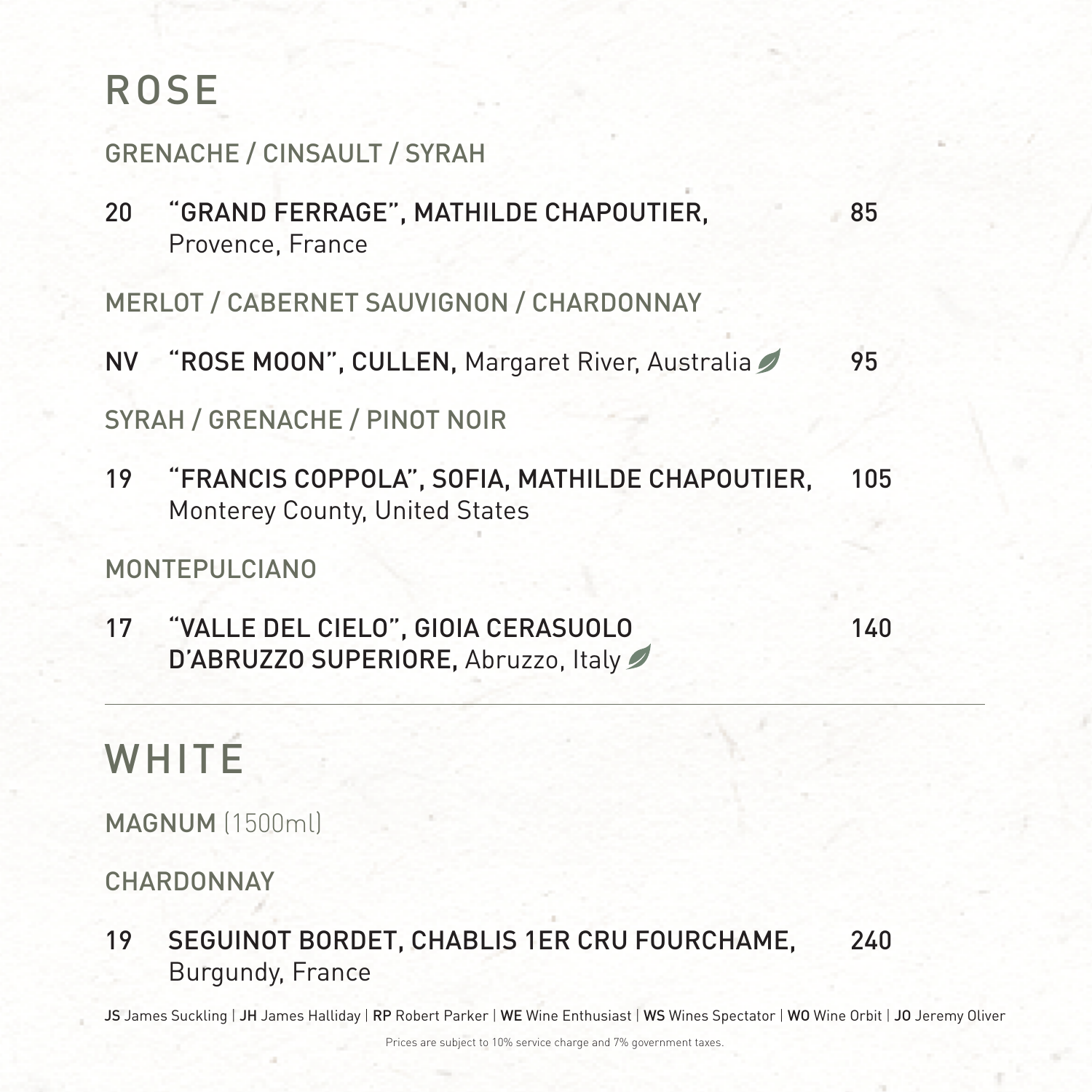# ROSE

## GRENACHE / CINSAULT / SYRAH

**20** **"GRAND FERRAGE", MATHILDE CHAPOUTIER,** Provence, France **85**

## MERLOT / CABERNET SAUVIGNON / CHARDONNAY

**NV** **"ROSE MOON", CULLEN,** Margaret River, Australia **95**

## SYRAH / GRENACHE / PINOT NOIR

**19** **"FRANCIS COPPOLA", SOFIA, MATHILDE CHAPOUTIER,** Monterey County, United States **105**

## MONTEPULCIANO

**17** **"VALLE DEL CIELO", GIOIA CERASUOLO D'ABRUZZO SUPERIORE,** Abruzzo, Italy **140**

---

# WHITE

## MAGNUM (1500ml)

## CHARDONNAY

**19** **SEGUINOT BORDET, CHABLIS 1ER CRU FOURCHAME,** Burgundy, France **240**

**JS** James Suckling | **JH** James Halliday | **RP** Robert Parker | **WE** Wine Enthusiast | **WS** Wines Spectator | **WO** Wine Orbit | **JO** Jeremy Oliver

Prices are subject to 10% service charge and 7% government taxes.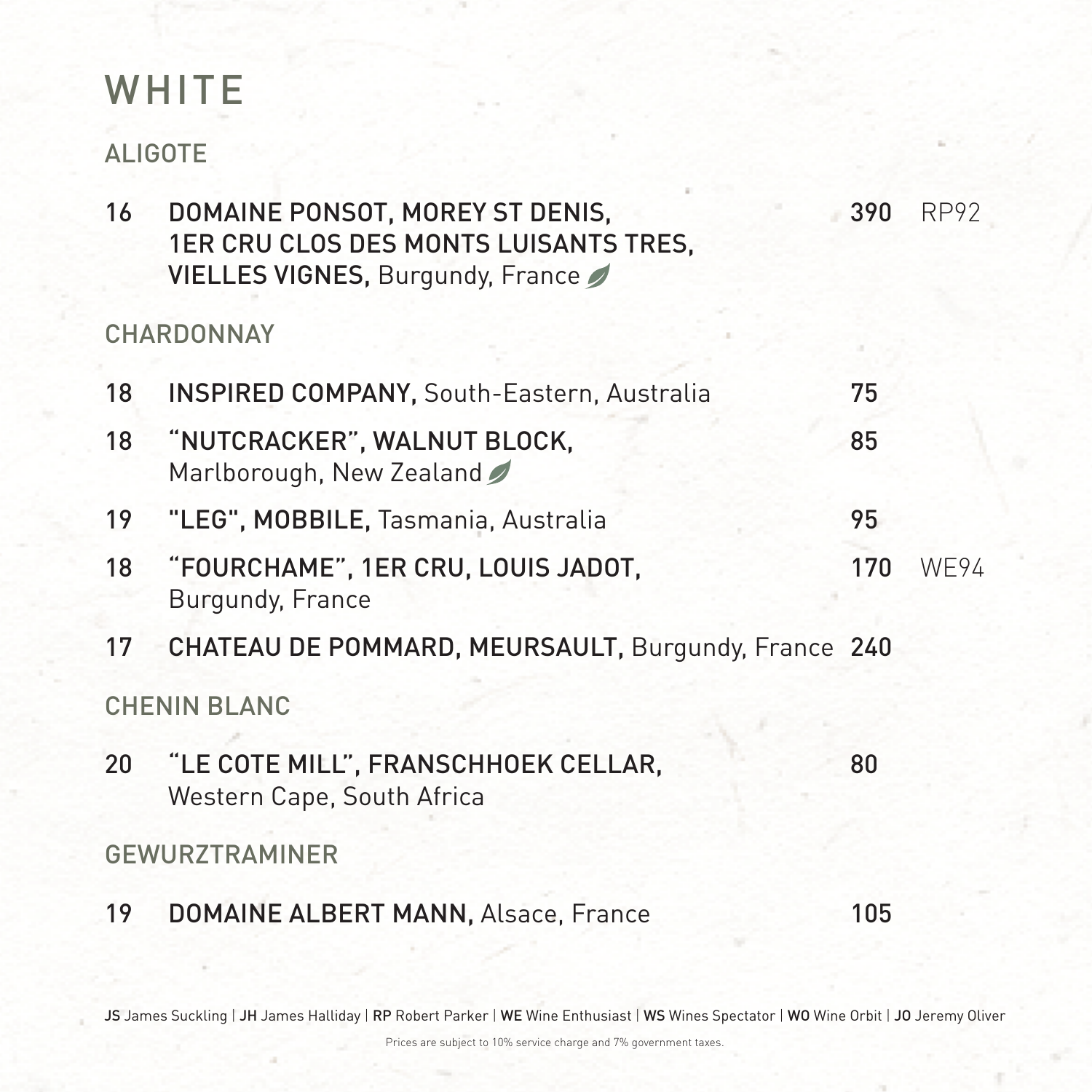# WHITE

## ALIGOTE

| Vintage | Wine | Price | Rating |
|---|---|---|---|
| 16 | **DOMAINE PONSOT, MOREY ST DENIS, 1ER CRU CLOS DES MONTS LUISANTS TRES, VIELLES VIGNES,** Burgundy, France | 390 | RP92 |

## CHARDONNAY

| Vintage | Wine | Price | Rating |
|---|---|---|---|
| 18 | **INSPIRED COMPANY,** South-Eastern, Australia | 75 | |
| 18 | **“NUTCRACKER”, WALNUT BLOCK,** Marlborough, New Zealand | 85 | |
| 19 | **"LEG", MOBBILE,** Tasmania, Australia | 95 | |
| 18 | **“FOURCHAME”, 1ER CRU, LOUIS JADOT,** Burgundy, France | 170 | WE94 |
| 17 | **CHATEAU DE POMMARD, MEURSAULT,** Burgundy, France | 240 | |

## CHENIN BLANC

| Vintage | Wine | Price | Rating |
|---|---|---|---|
| 20 | **“LE COTE MILL”, FRANSCHHOEK CELLAR,** Western Cape, South Africa | 80 | |

## GEWURZTRAMINER

| Vintage | Wine | Price | Rating |
|---|---|---|---|
| 19 | **DOMAINE ALBERT MANN,** Alsace, France | 105 | |

**JS** James Suckling | **JH** James Halliday | **RP** Robert Parker | **WE** Wine Enthusiast | **WS** Wines Spectator | **WO** Wine Orbit | **JO** Jeremy Oliver

Prices are subject to 10% service charge and 7% government taxes.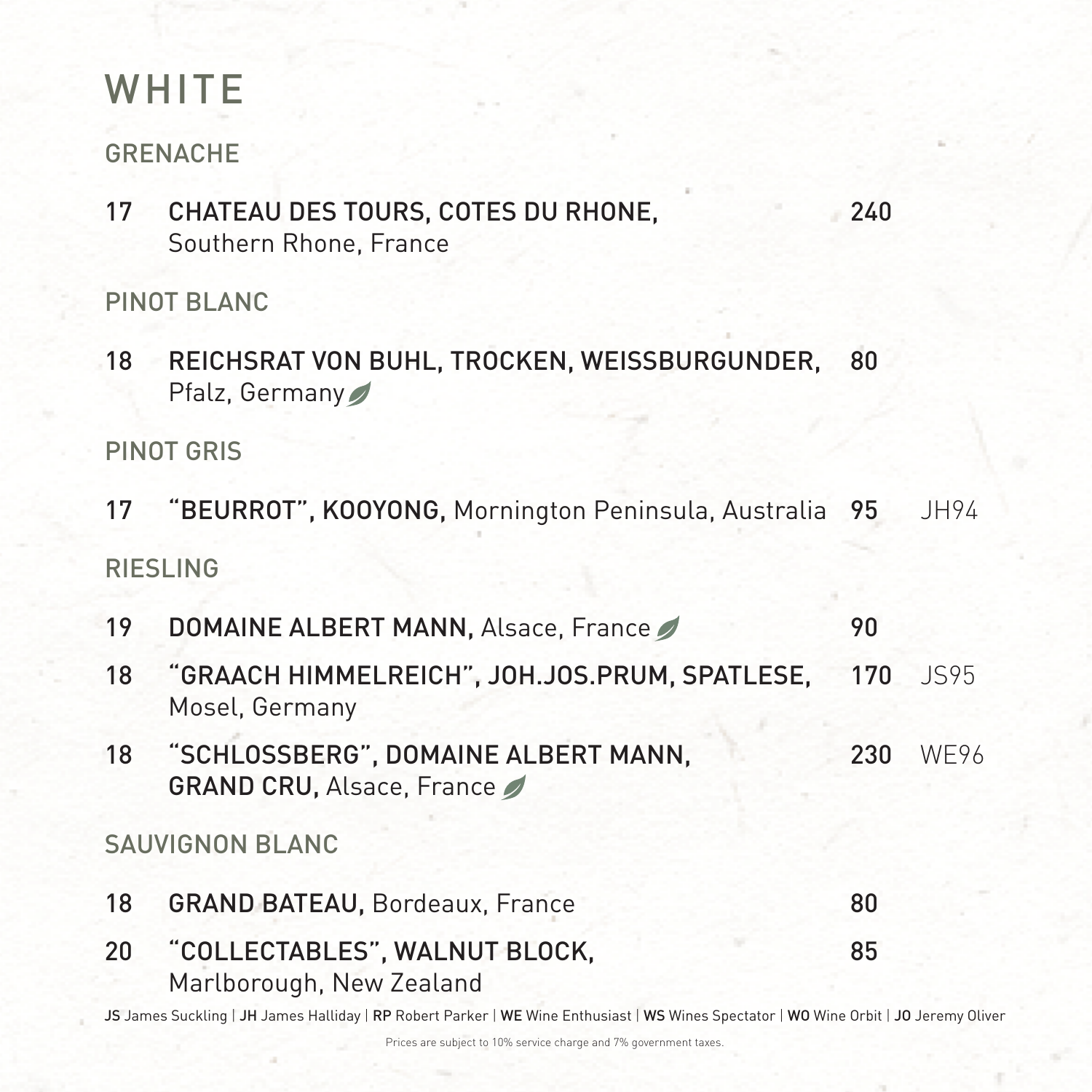# WHITE

## GRENACHE

17 **CHATEAU DES TOURS, COTES DU RHONE,** Southern Rhone, France — 240

## PINOT BLANC

18 **REICHSRAT VON BUHL, TROCKEN, WEISSBURGUNDER,** Pfalz, Germany — 80

## PINOT GRIS

17 **"BEURROT", KOOYONG,** Mornington Peninsula, Australia — 95 — JH94

## RIESLING

19 **DOMAINE ALBERT MANN,** Alsace, France — 90

18 **"GRAACH HIMMELREICH", JOH.JOS.PRUM, SPATLESE,** Mosel, Germany — 170 — JS95

18 **"SCHLOSSBERG", DOMAINE ALBERT MANN, GRAND CRU,** Alsace, France — 230 — WE96

## SAUVIGNON BLANC

18 **GRAND BATEAU,** Bordeaux, France — 80

20 **"COLLECTABLES", WALNUT BLOCK,** Marlborough, New Zealand — 85

**JS** James Suckling | **JH** James Halliday | **RP** Robert Parker | **WE** Wine Enthusiast | **WS** Wines Spectator | **WO** Wine Orbit | **JO** Jeremy Oliver

Prices are subject to 10% service charge and 7% government taxes.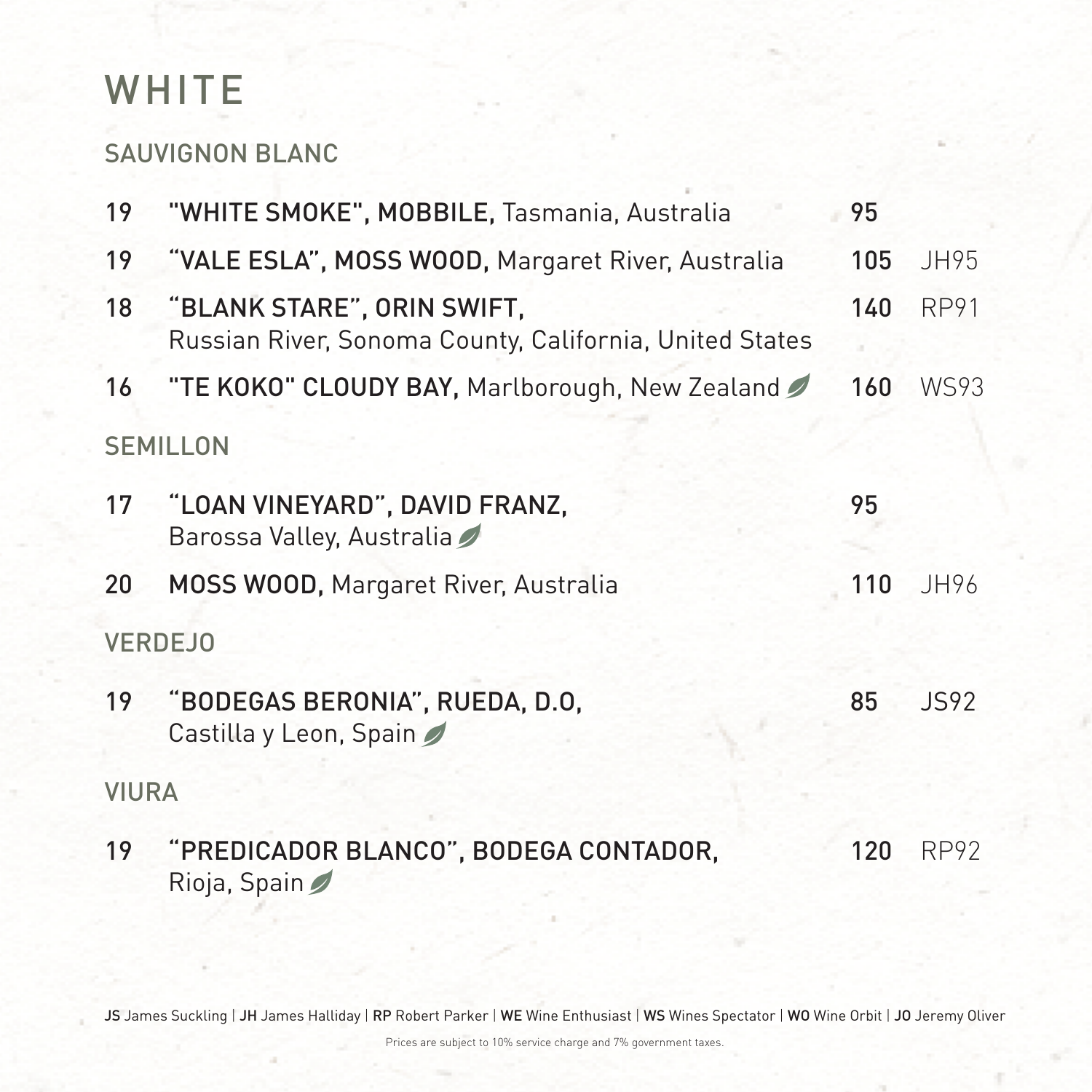# WHITE

## SAUVIGNON BLANC

| Vintage | Wine | Price | Rating |
|---|---|---|---|
| 19 | **"WHITE SMOKE", MOBBILE,** Tasmania, Australia | 95 | |
| 19 | **"VALE ESLA", MOSS WOOD,** Margaret River, Australia | 105 | JH95 |
| 18 | **"BLANK STARE", ORIN SWIFT,** Russian River, Sonoma County, California, United States | 140 | RP91 |
| 16 | **"TE KOKO" CLOUDY BAY,** Marlborough, New Zealand | 160 | WS93 |

## SEMILLON

| Vintage | Wine | Price | Rating |
|---|---|---|---|
| 17 | **"LOAN VINEYARD", DAVID FRANZ,** Barossa Valley, Australia | 95 | |
| 20 | **MOSS WOOD,** Margaret River, Australia | 110 | JH96 |

## VERDEJO

| Vintage | Wine | Price | Rating |
|---|---|---|---|
| 19 | **"BODEGAS BERONIA", RUEDA, D.O,** Castilla y Leon, Spain | 85 | JS92 |

## VIURA

| Vintage | Wine | Price | Rating |
|---|---|---|---|
| 19 | **"PREDICADOR BLANCO", BODEGA CONTADOR,** Rioja, Spain | 120 | RP92 |

**JS** James Suckling | **JH** James Halliday | **RP** Robert Parker | **WE** Wine Enthusiast | **WS** Wines Spectator | **WO** Wine Orbit | **JO** Jeremy Oliver

Prices are subject to 10% service charge and 7% government taxes.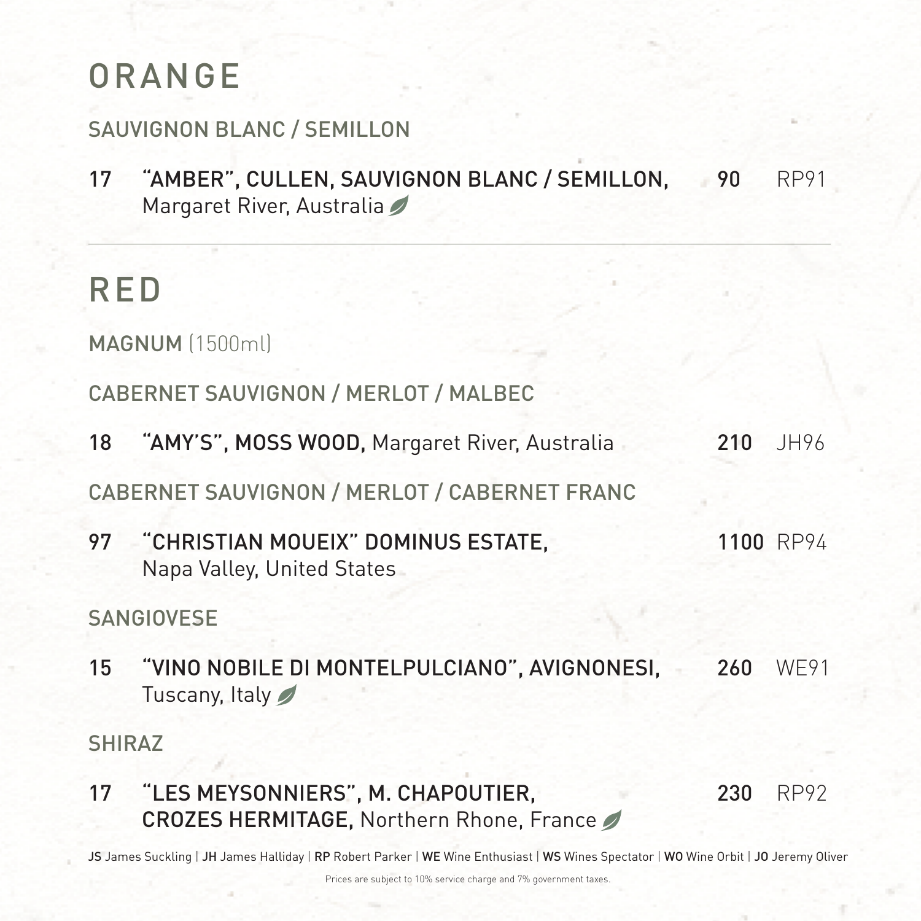# ORANGE

## SAUVIGNON BLANC / SEMILLON

| | | | |
|---|---|---|---|
| 17 | **"AMBER", CULLEN, SAUVIGNON BLANC / SEMILLON,** Margaret River, Australia | **90** | RP91 |

---

# RED

## **MAGNUM** (1500ml)

### CABERNET SAUVIGNON / MERLOT / MALBEC

| | | | |
|---|---|---|---|
| 18 | **"AMY'S", MOSS WOOD,** Margaret River, Australia | **210** | JH96 |

### CABERNET SAUVIGNON / MERLOT / CABERNET FRANC

| | | | |
|---|---|---|---|
| 97 | **"CHRISTIAN MOUEIX" DOMINUS ESTATE,** Napa Valley, United States | **1100** | RP94 |

### SANGIOVESE

| | | | |
|---|---|---|---|
| 15 | **"VINO NOBILE DI MONTELPULCIANO", AVIGNONESI,** Tuscany, Italy | **260** | WE91 |

### SHIRAZ

| | | | |
|---|---|---|---|
| 17 | **"LES MEYSONNIERS", M. CHAPOUTIER, CROZES HERMITAGE,** Northern Rhone, France | **230** | RP92 |

**JS** James Suckling | **JH** James Halliday | **RP** Robert Parker | **WE** Wine Enthusiast | **WS** Wines Spectator | **WO** Wine Orbit | **JO** Jeremy Oliver

Prices are subject to 10% service charge and 7% government taxes.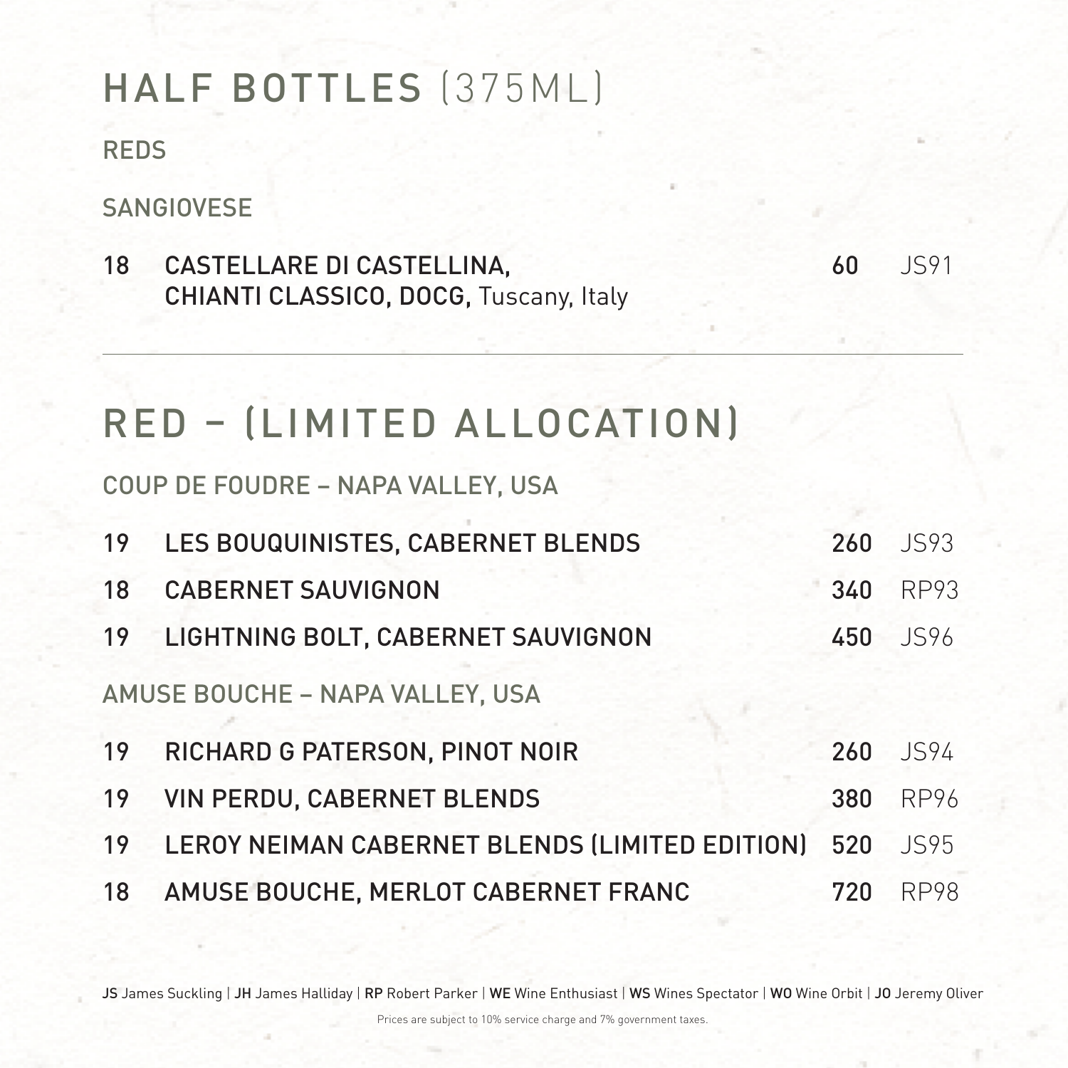# HALF BOTTLES (375ML)

## REDS

### SANGIOVESE

| | | | |
|---|---|---|---|
| 18 | **CASTELLARE DI CASTELLINA, CHIANTI CLASSICO, DOCG,** Tuscany, Italy | **60** | JS91 |

---

# RED – (LIMITED ALLOCATION)

### COUP DE FOUDRE – NAPA VALLEY, USA

| | | | |
|---|---|---|---|
| 19 | **LES BOUQUINISTES, CABERNET BLENDS** | **260** | JS93 |
| 18 | **CABERNET SAUVIGNON** | **340** | RP93 |
| 19 | **LIGHTNING BOLT, CABERNET SAUVIGNON** | **450** | JS96 |

### AMUSE BOUCHE – NAPA VALLEY, USA

| | | | |
|---|---|---|---|
| 19 | **RICHARD G PATERSON, PINOT NOIR** | **260** | JS94 |
| 19 | **VIN PERDU, CABERNET BLENDS** | **380** | RP96 |
| 19 | **LEROY NEIMAN CABERNET BLENDS (LIMITED EDITION)** | **520** | JS95 |
| 18 | **AMUSE BOUCHE, MERLOT CABERNET FRANC** | **720** | RP98 |

**JS** James Suckling | **JH** James Halliday | **RP** Robert Parker | **WE** Wine Enthusiast | **WS** Wines Spectator | **WO** Wine Orbit | **JO** Jeremy Oliver

Prices are subject to 10% service charge and 7% government taxes.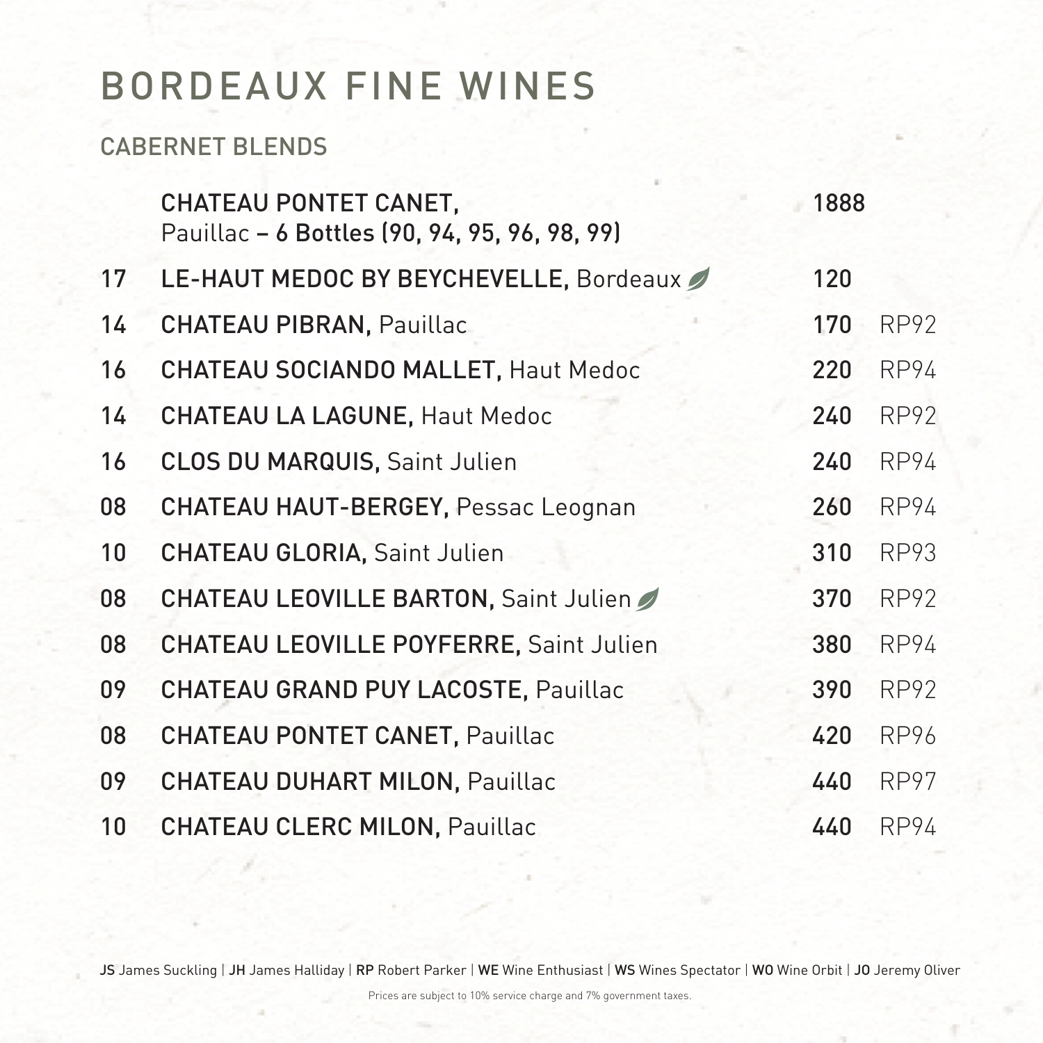# BORDEAUX FINE WINES

## CABERNET BLENDS

| Vintage | Wine | Price | Rating |
|---|---|---|---|
| | **CHATEAU PONTET CANET,** Pauillac – **6 Bottles (90, 94, 95, 96, 98, 99)** | 1888 | |
| 17 | **LE-HAUT MEDOC BY BEYCHEVELLE,** Bordeaux | 120 | |
| 14 | **CHATEAU PIBRAN,** Pauillac | 170 | RP92 |
| 16 | **CHATEAU SOCIANDO MALLET,** Haut Medoc | 220 | RP94 |
| 14 | **CHATEAU LA LAGUNE,** Haut Medoc | 240 | RP92 |
| 16 | **CLOS DU MARQUIS,** Saint Julien | 240 | RP94 |
| 08 | **CHATEAU HAUT-BERGEY,** Pessac Leognan | 260 | RP94 |
| 10 | **CHATEAU GLORIA,** Saint Julien | 310 | RP93 |
| 08 | **CHATEAU LEOVILLE BARTON,** Saint Julien | 370 | RP92 |
| 08 | **CHATEAU LEOVILLE POYFERRE,** Saint Julien | 380 | RP94 |
| 09 | **CHATEAU GRAND PUY LACOSTE,** Pauillac | 390 | RP92 |
| 08 | **CHATEAU PONTET CANET,** Pauillac | 420 | RP96 |
| 09 | **CHATEAU DUHART MILON,** Pauillac | 440 | RP97 |
| 10 | **CHATEAU CLERC MILON,** Pauillac | 440 | RP94 |

**JS** James Suckling | **JH** James Halliday | **RP** Robert Parker | **WE** Wine Enthusiast | **WS** Wines Spectator | **WO** Wine Orbit | **JO** Jeremy Oliver

Prices are subject to 10% service charge and 7% government taxes.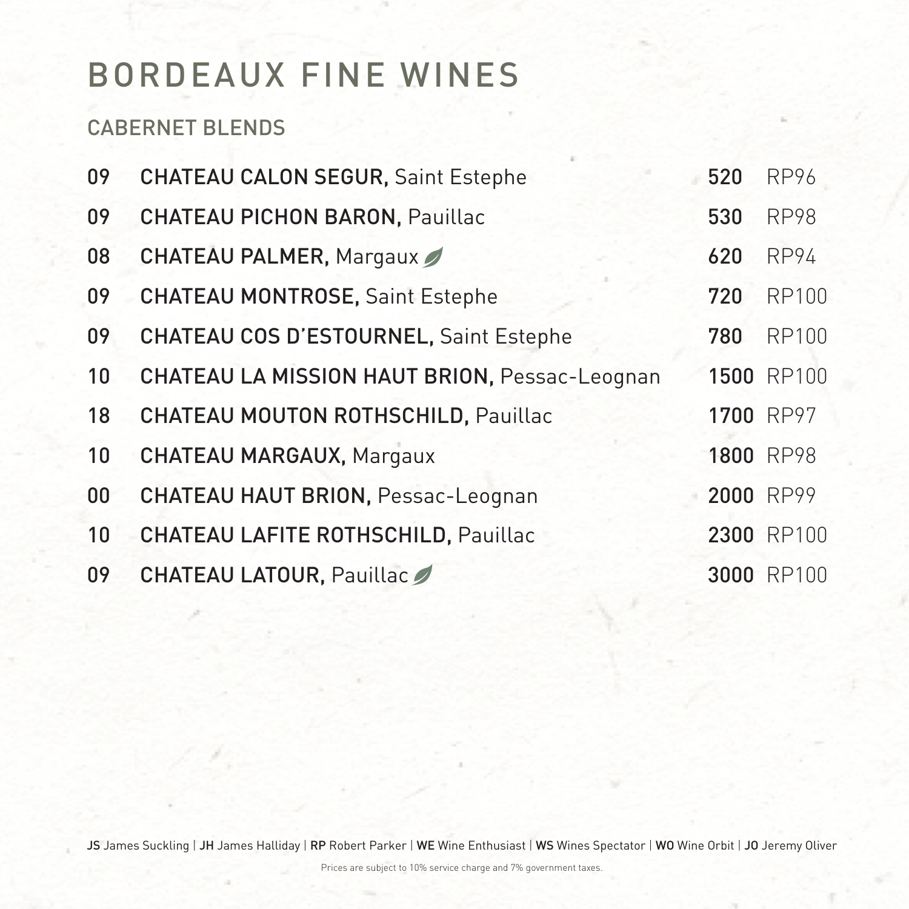# BORDEAUX FINE WINES

## CABERNET BLENDS

| | | | |
|---|---|---|---|
| 09 | **CHATEAU CALON SEGUR,** Saint Estephe | **520** | RP96 |
| 09 | **CHATEAU PICHON BARON,** Pauillac | **530** | RP98 |
| 08 | **CHATEAU PALMER,** Margaux | **620** | RP94 |
| 09 | **CHATEAU MONTROSE,** Saint Estephe | **720** | RP100 |
| 09 | **CHATEAU COS D'ESTOURNEL,** Saint Estephe | **780** | RP100 |
| 10 | **CHATEAU LA MISSION HAUT BRION,** Pessac-Leognan | **1500** | RP100 |
| 18 | **CHATEAU MOUTON ROTHSCHILD,** Pauillac | **1700** | RP97 |
| 10 | **CHATEAU MARGAUX,** Margaux | **1800** | RP98 |
| 00 | **CHATEAU HAUT BRION,** Pessac-Leognan | **2000** | RP99 |
| 10 | **CHATEAU LAFITE ROTHSCHILD,** Pauillac | **2300** | RP100 |
| 09 | **CHATEAU LATOUR,** Pauillac | **3000** | RP100 |

**JS** James Suckling | **JH** James Halliday | **RP** Robert Parker | **WE** Wine Enthusiast | **WS** Wines Spectator | **WO** Wine Orbit | **JO** Jeremy Oliver

Prices are subject to 10% service charge and 7% government taxes.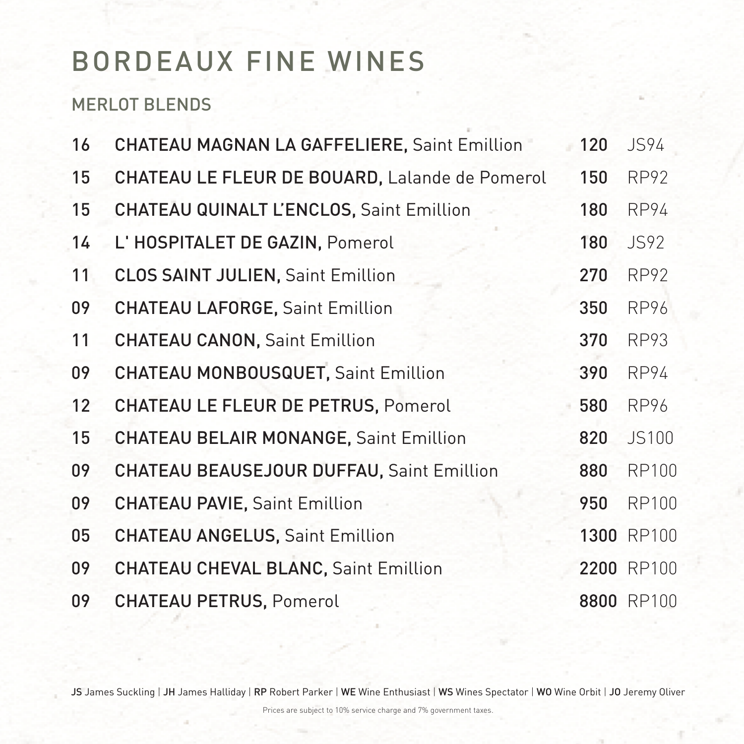# BORDEAUX FINE WINES

## MERLOT BLENDS

| | | | |
|---|---|---|---|
| 16 | **CHATEAU MAGNAN LA GAFFELIERE,** Saint Emillion | **120** | JS94 |
| 15 | **CHATEAU LE FLEUR DE BOUARD,** Lalande de Pomerol | **150** | RP92 |
| 15 | **CHATEAU QUINALT L'ENCLOS,** Saint Emillion | **180** | RP94 |
| 14 | **L' HOSPITALET DE GAZIN,** Pomerol | **180** | JS92 |
| 11 | **CLOS SAINT JULIEN,** Saint Emillion | **270** | RP92 |
| 09 | **CHATEAU LAFORGE,** Saint Emillion | **350** | RP96 |
| 11 | **CHATEAU CANON,** Saint Emillion | **370** | RP93 |
| 09 | **CHATEAU MONBOUSQUET,** Saint Emillion | **390** | RP94 |
| 12 | **CHATEAU LE FLEUR DE PETRUS,** Pomerol | **580** | RP96 |
| 15 | **CHATEAU BELAIR MONANGE,** Saint Emillion | **820** | JS100 |
| 09 | **CHATEAU BEAUSEJOUR DUFFAU,** Saint Emillion | **880** | RP100 |
| 09 | **CHATEAU PAVIE,** Saint Emillion | **950** | RP100 |
| 05 | **CHATEAU ANGELUS,** Saint Emillion | **1300** | RP100 |
| 09 | **CHATEAU CHEVAL BLANC,** Saint Emillion | **2200** | RP100 |
| 09 | **CHATEAU PETRUS,** Pomerol | **8800** | RP100 |

**JS** James Suckling | **JH** James Halliday | **RP** Robert Parker | **WE** Wine Enthusiast | **WS** Wines Spectator | **WO** Wine Orbit | **JO** Jeremy Oliver

Prices are subject to 10% service charge and 7% government taxes.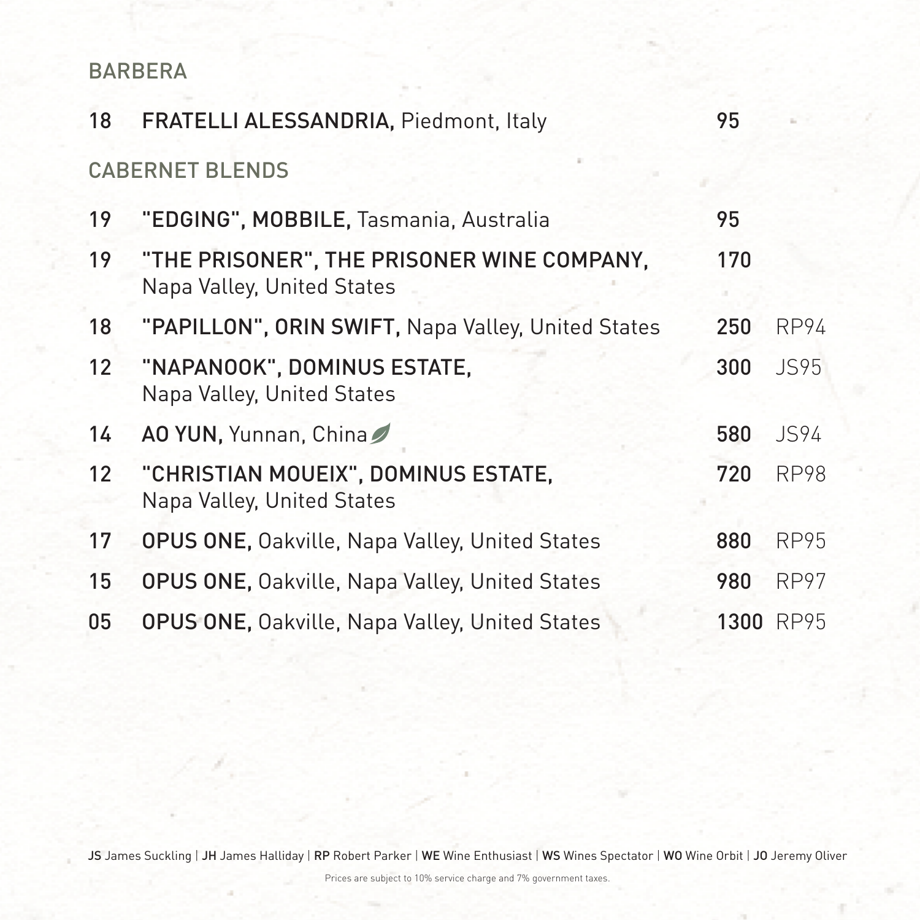## BARBERA

| | | | |
|---|---|---|---|
| 18 | **FRATELLI ALESSANDRIA,** Piedmont, Italy | 95 | |

## CABERNET BLENDS

| | | | |
|---|---|---|---|
| 19 | **"EDGING", MOBBILE,** Tasmania, Australia | 95 | |
| 19 | **"THE PRISONER", THE PRISONER WINE COMPANY,** Napa Valley, United States | 170 | |
| 18 | **"PAPILLON", ORIN SWIFT,** Napa Valley, United States | 250 | RP94 |
| 12 | **"NAPANOOK", DOMINUS ESTATE,** Napa Valley, United States | 300 | JS95 |
| 14 | **AO YUN,** Yunnan, China | 580 | JS94 |
| 12 | **"CHRISTIAN MOUEIX", DOMINUS ESTATE,** Napa Valley, United States | 720 | RP98 |
| 17 | **OPUS ONE,** Oakville, Napa Valley, United States | 880 | RP95 |
| 15 | **OPUS ONE,** Oakville, Napa Valley, United States | 980 | RP97 |
| 05 | **OPUS ONE,** Oakville, Napa Valley, United States | 1300 | RP95 |

**JS** James Suckling | **JH** James Halliday | **RP** Robert Parker | **WE** Wine Enthusiast | **WS** Wines Spectator | **WO** Wine Orbit | **JO** Jeremy Oliver

Prices are subject to 10% service charge and 7% government taxes.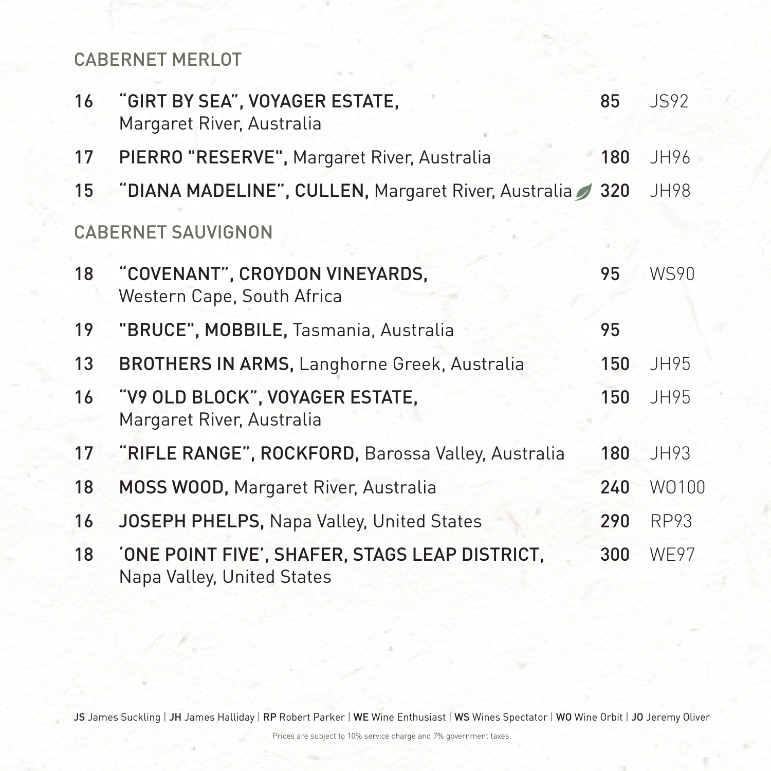## CABERNET MERLOT

| Vintage | Wine | Price | Rating |
|---|---|---|---|
| 16 | **"GIRT BY SEA", VOYAGER ESTATE,** Margaret River, Australia | 85 | JS92 |
| 17 | **PIERRO "RESERVE",** Margaret River, Australia | 180 | JH96 |
| 15 | **"DIANA MADELINE", CULLEN,** Margaret River, Australia | 320 | JH98 |

## CABERNET SAUVIGNON

| Vintage | Wine | Price | Rating |
|---|---|---|---|
| 18 | **"COVENANT", CROYDON VINEYARDS,** Western Cape, South Africa | 95 | WS90 |
| 19 | **"BRUCE", MOBBILE,** Tasmania, Australia | 95 | |
| 13 | **BROTHERS IN ARMS,** Langhorne Greek, Australia | 150 | JH95 |
| 16 | **"V9 OLD BLOCK", VOYAGER ESTATE,** Margaret River, Australia | 150 | JH95 |
| 17 | **"RIFLE RANGE", ROCKFORD,** Barossa Valley, Australia | 180 | JH93 |
| 18 | **MOSS WOOD,** Margaret River, Australia | 240 | WO100 |
| 16 | **JOSEPH PHELPS,** Napa Valley, United States | 290 | RP93 |
| 18 | **'ONE POINT FIVE', SHAFER, STAGS LEAP DISTRICT,** Napa Valley, United States | 300 | WE97 |

**JS** James Suckling | **JH** James Halliday | **RP** Robert Parker | **WE** Wine Enthusiast | **WS** Wines Spectator | **WO** Wine Orbit | **JO** Jeremy Oliver

Prices are subject to 10% service charge and 7% government taxes.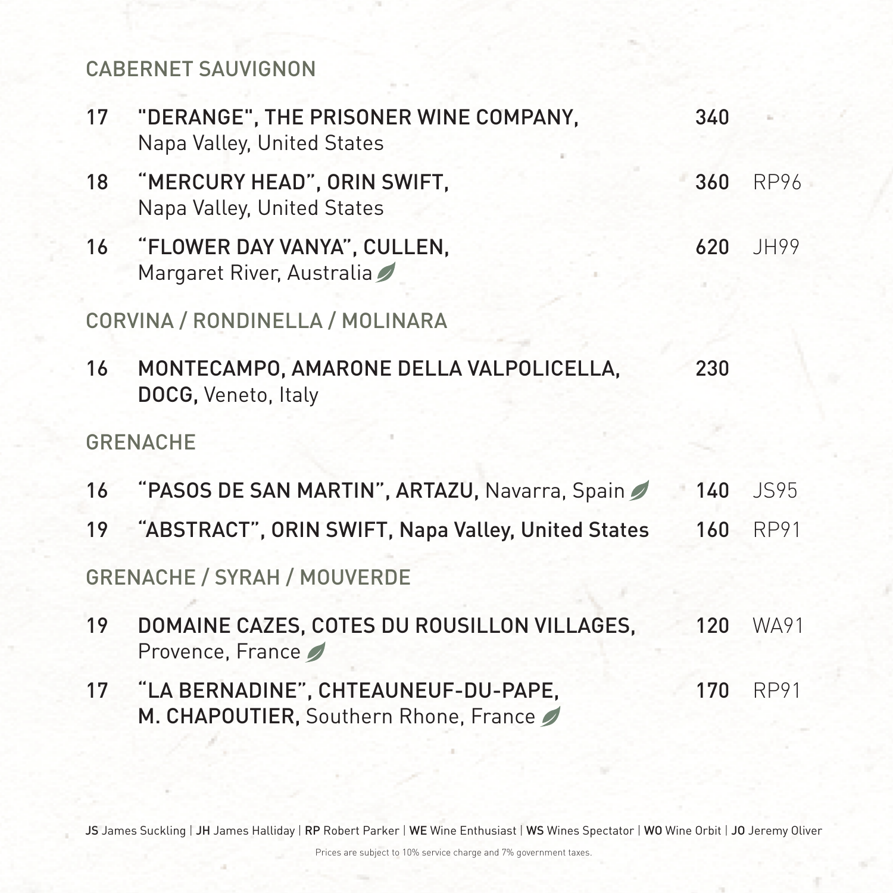## CABERNET SAUVIGNON

| Vintage | Wine | Price | Rating |
|---|---|---|---|
| 17 | **"DERANGE", THE PRISONER WINE COMPANY,** Napa Valley, United States | 340 | |
| 18 | **"MERCURY HEAD", ORIN SWIFT,** Napa Valley, United States | 360 | RP96 |
| 16 | **"FLOWER DAY VANYA", CULLEN,** Margaret River, Australia | 620 | JH99 |

## CORVINA / RONDINELLA / MOLINARA

| Vintage | Wine | Price | Rating |
|---|---|---|---|
| 16 | **MONTECAMPO, AMARONE DELLA VALPOLICELLA, DOCG,** Veneto, Italy | 230 | |

## GRENACHE

| Vintage | Wine | Price | Rating |
|---|---|---|---|
| 16 | **"PASOS DE SAN MARTIN", ARTAZU,** Navarra, Spain | 140 | JS95 |
| 19 | **"ABSTRACT", ORIN SWIFT, Napa Valley, United States** | 160 | RP91 |

## GRENACHE / SYRAH / MOUVERDE

| Vintage | Wine | Price | Rating |
|---|---|---|---|
| 19 | **DOMAINE CAZES, COTES DU ROUSILLON VILLAGES,** Provence, France | 120 | WA91 |
| 17 | **"LA BERNADINE", CHTEAUNEUF-DU-PAPE, M. CHAPOUTIER,** Southern Rhone, France | 170 | RP91 |

**JS** James Suckling | **JH** James Halliday | **RP** Robert Parker | **WE** Wine Enthusiast | **WS** Wines Spectator | **WO** Wine Orbit | **JO** Jeremy Oliver

Prices are subject to 10% service charge and 7% government taxes.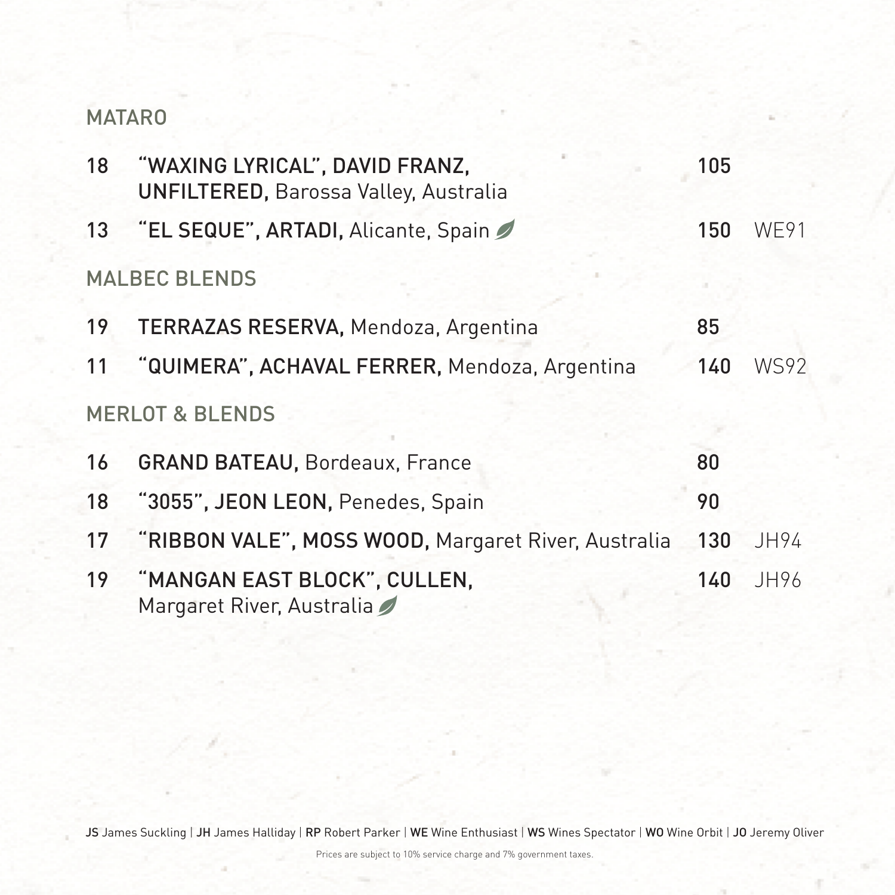## MATARO

| | | | |
|---|---|---|---|
| 18 | **"WAXING LYRICAL", DAVID FRANZ, UNFILTERED,** Barossa Valley, Australia | **105** | |
| 13 | **"EL SEQUE", ARTADI,** Alicante, Spain | **150** | WE91 |

## MALBEC BLENDS

| | | | |
|---|---|---|---|
| 19 | **TERRAZAS RESERVA,** Mendoza, Argentina | **85** | |
| 11 | **"QUIMERA", ACHAVAL FERRER,** Mendoza, Argentina | **140** | WS92 |

## MERLOT & BLENDS

| | | | |
|---|---|---|---|
| 16 | **GRAND BATEAU,** Bordeaux, France | **80** | |
| 18 | **"3055", JEON LEON,** Penedes, Spain | **90** | |
| 17 | **"RIBBON VALE", MOSS WOOD,** Margaret River, Australia | **130** | JH94 |
| 19 | **"MANGAN EAST BLOCK", CULLEN,** Margaret River, Australia | **140** | JH96 |

**JS** James Suckling | **JH** James Halliday | **RP** Robert Parker | **WE** Wine Enthusiast | **WS** Wines Spectator | **WO** Wine Orbit | **JO** Jeremy Oliver

Prices are subject to 10% service charge and 7% government taxes.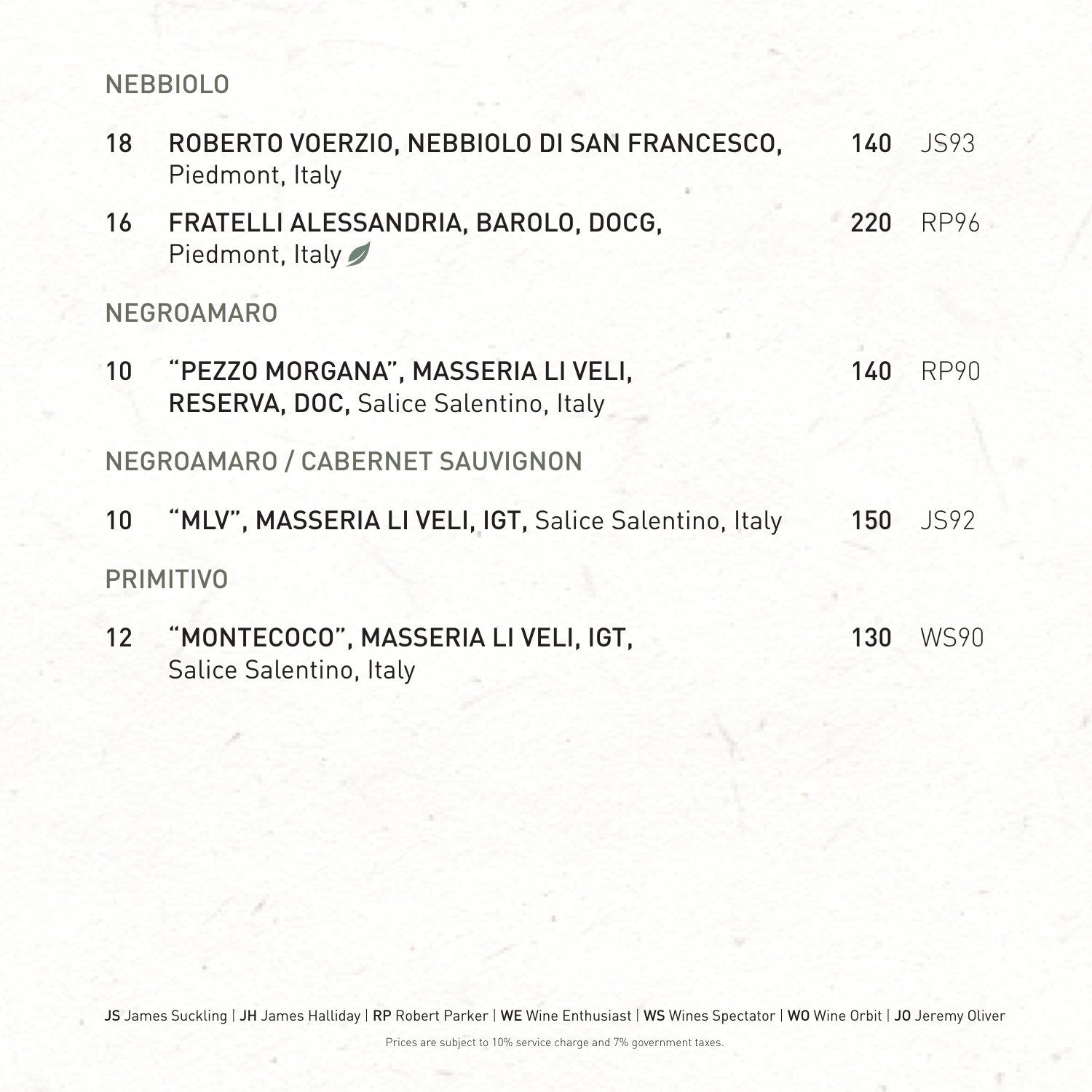## NEBBIOLO

| | | | |
|---|---|---|---|
| 18 | **ROBERTO VOERZIO, NEBBIOLO DI SAN FRANCESCO,** Piedmont, Italy | **140** | JS93 |
| 16 | **FRATELLI ALESSANDRIA, BAROLO, DOCG,** Piedmont, Italy | **220** | RP96 |

## NEGROAMARO

| | | | |
|---|---|---|---|
| 10 | **"PEZZO MORGANA", MASSERIA LI VELI, RESERVA, DOC,** Salice Salentino, Italy | **140** | RP90 |

## NEGROAMARO / CABERNET SAUVIGNON

| | | | |
|---|---|---|---|
| 10 | **"MLV", MASSERIA LI VELI, IGT,** Salice Salentino, Italy | **150** | JS92 |

## PRIMITIVO

| | | | |
|---|---|---|---|
| 12 | **"MONTECOCO", MASSERIA LI VELI, IGT,** Salice Salentino, Italy | **130** | WS90 |

**JS** James Suckling | **JH** James Halliday | **RP** Robert Parker | **WE** Wine Enthusiast | **WS** Wines Spectator | **WO** Wine Orbit | **JO** Jeremy Oliver

Prices are subject to 10% service charge and 7% government taxes.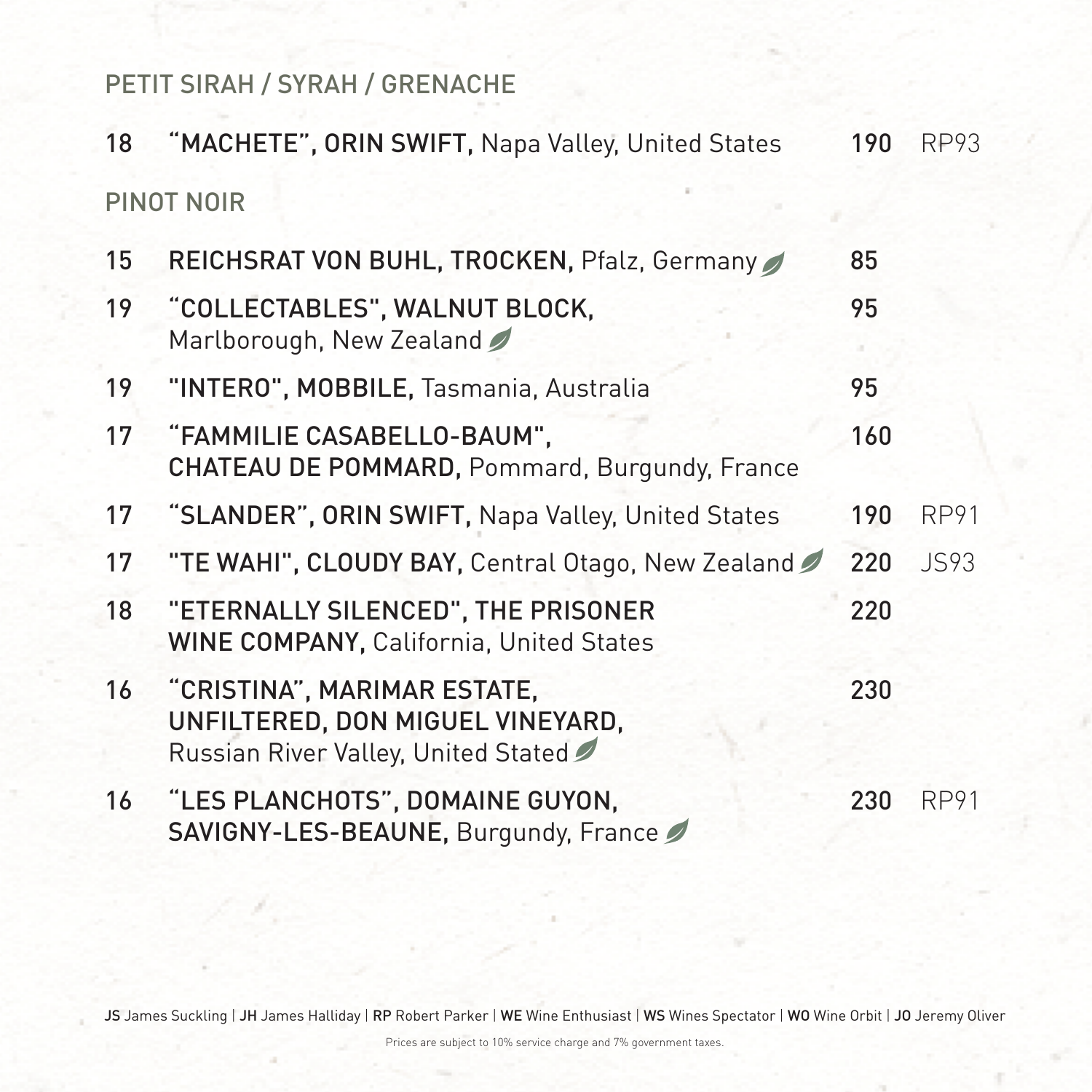## PETIT SIRAH / SYRAH / GRENACHE

| | | | |
|---|---|---|---|
| 18 | **"MACHETE", ORIN SWIFT,** Napa Valley, United States | 190 | RP93 |

## PINOT NOIR

| | | | |
|---|---|---|---|
| 15 | **REICHSRAT VON BUHL, TROCKEN,** Pfalz, Germany | 85 | |
| 19 | **"COLLECTABLES", WALNUT BLOCK,** Marlborough, New Zealand | 95 | |
| 19 | **"INTERO", MOBBILE,** Tasmania, Australia | 95 | |
| 17 | **"FAMMILIE CASABELLO-BAUM", CHATEAU DE POMMARD,** Pommard, Burgundy, France | 160 | |
| 17 | **"SLANDER", ORIN SWIFT,** Napa Valley, United States | 190 | RP91 |
| 17 | **"TE WAHI", CLOUDY BAY,** Central Otago, New Zealand | 220 | JS93 |
| 18 | **"ETERNALLY SILENCED", THE PRISONER WINE COMPANY,** California, United States | 220 | |
| 16 | **"CRISTINA", MARIMAR ESTATE, UNFILTERED, DON MIGUEL VINEYARD,** Russian River Valley, United Stated | 230 | |
| 16 | **"LES PLANCHOTS", DOMAINE GUYON, SAVIGNY-LES-BEAUNE,** Burgundy, France | 230 | RP91 |

**JS** James Suckling | **JH** James Halliday | **RP** Robert Parker | **WE** Wine Enthusiast | **WS** Wines Spectator | **WO** Wine Orbit | **JO** Jeremy Oliver

Prices are subject to 10% service charge and 7% government taxes.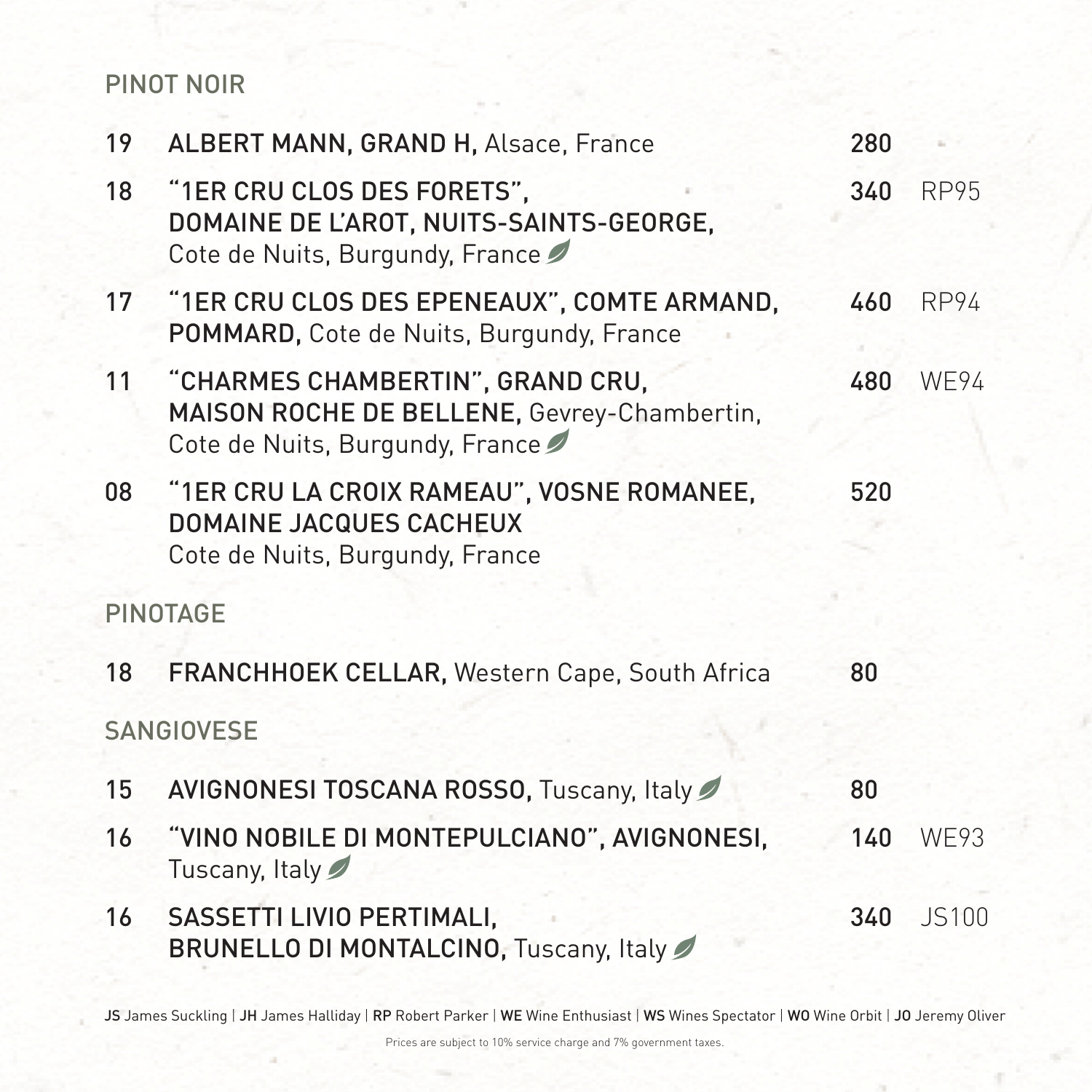## PINOT NOIR

| Vintage | Wine | Price | Rating |
|---|---|---|---|
| 19 | **ALBERT MANN, GRAND H,** Alsace, France | 280 | |
| 18 | **"1ER CRU CLOS DES FORETS", DOMAINE DE L'AROT, NUITS-SAINTS-GEORGE,** Cote de Nuits, Burgundy, France | 340 | RP95 |
| 17 | **"1ER CRU CLOS DES EPENEAUX", COMTE ARMAND, POMMARD,** Cote de Nuits, Burgundy, France | 460 | RP94 |
| 11 | **"CHARMES CHAMBERTIN", GRAND CRU, MAISON ROCHE DE BELLENE,** Gevrey-Chambertin, Cote de Nuits, Burgundy, France | 480 | WE94 |
| 08 | **"1ER CRU LA CROIX RAMEAU", VOSNE ROMANEE, DOMAINE JACQUES CACHEUX** Cote de Nuits, Burgundy, France | 520 | |

## PINOTAGE

| Vintage | Wine | Price | Rating |
|---|---|---|---|
| 18 | **FRANCHHOEK CELLAR,** Western Cape, South Africa | 80 | |

## SANGIOVESE

| Vintage | Wine | Price | Rating |
|---|---|---|---|
| 15 | **AVIGNONESI TOSCANA ROSSO,** Tuscany, Italy | 80 | |
| 16 | **"VINO NOBILE DI MONTEPULCIANO", AVIGNONESI,** Tuscany, Italy | 140 | WE93 |
| 16 | **SASSETTI LIVIO PERTIMALI, BRUNELLO DI MONTALCINO,** Tuscany, Italy | 340 | JS100 |

**JS** James Suckling | **JH** James Halliday | **RP** Robert Parker | **WE** Wine Enthusiast | **WS** Wines Spectator | **WO** Wine Orbit | **JO** Jeremy Oliver

Prices are subject to 10% service charge and 7% government taxes.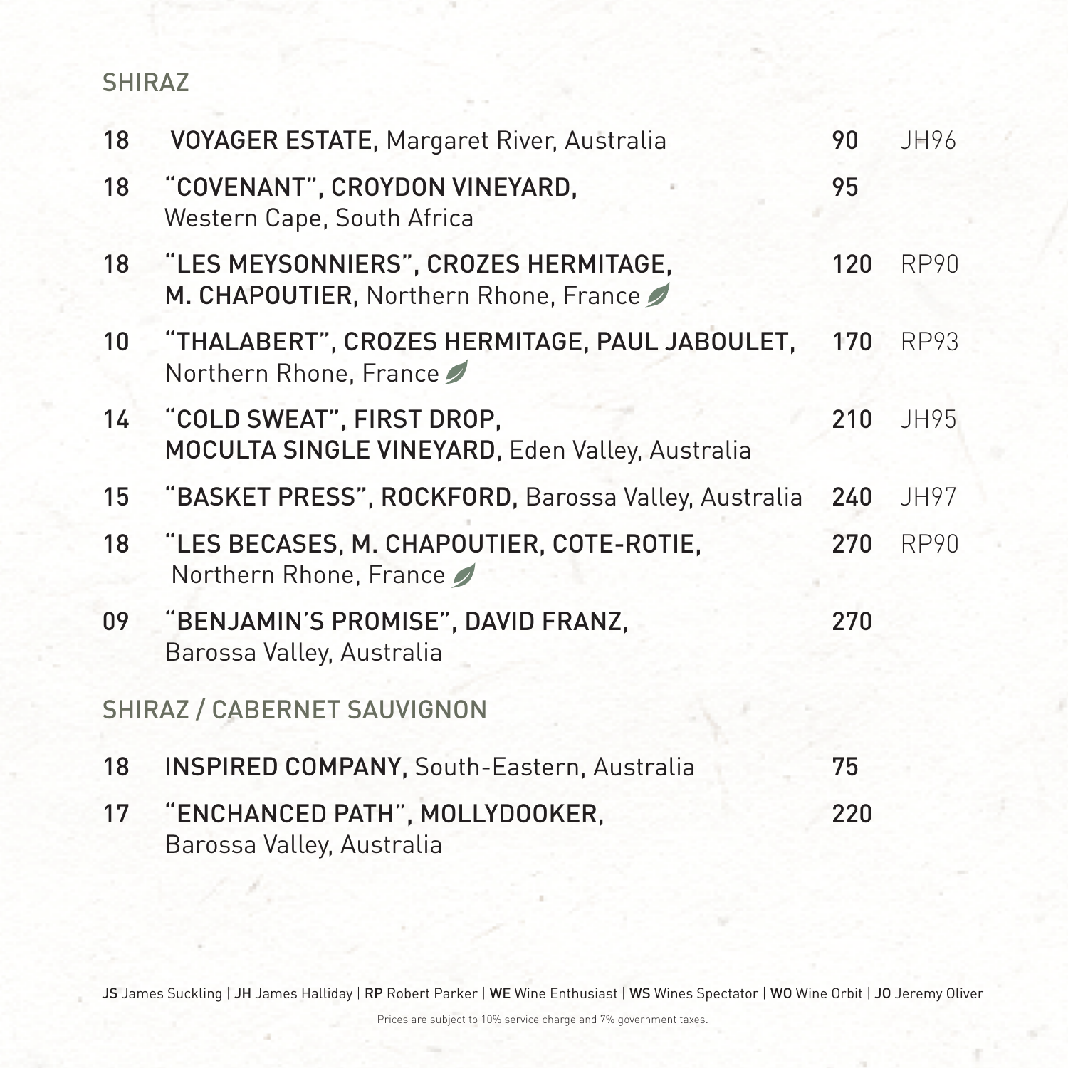## SHIRAZ

| | | | |
|---|---|---|---|
| 18 | **VOYAGER ESTATE,** Margaret River, Australia | 90 | JH96 |
| 18 | **"COVENANT", CROYDON VINEYARD,** Western Cape, South Africa | 95 | |
| 18 | **"LES MEYSONNIERS", CROZES HERMITAGE, M. CHAPOUTIER,** Northern Rhone, France | 120 | RP90 |
| 10 | **"THALABERT", CROZES HERMITAGE, PAUL JABOULET,** Northern Rhone, France | 170 | RP93 |
| 14 | **"COLD SWEAT", FIRST DROP, MOCULTA SINGLE VINEYARD,** Eden Valley, Australia | 210 | JH95 |
| 15 | **"BASKET PRESS", ROCKFORD,** Barossa Valley, Australia | 240 | JH97 |
| 18 | **"LES BECASES, M. CHAPOUTIER, COTE-ROTIE,** Northern Rhone, France | 270 | RP90 |
| 09 | **"BENJAMIN'S PROMISE", DAVID FRANZ,** Barossa Valley, Australia | 270 | |

## SHIRAZ / CABERNET SAUVIGNON

| | | | |
|---|---|---|---|
| 18 | **INSPIRED COMPANY,** South-Eastern, Australia | 75 | |
| 17 | **"ENCHANCED PATH", MOLLYDOOKER,** Barossa Valley, Australia | 220 | |

**JS** James Suckling | **JH** James Halliday | **RP** Robert Parker | **WE** Wine Enthusiast | **WS** Wines Spectator | **WO** Wine Orbit | **JO** Jeremy Oliver

Prices are subject to 10% service charge and 7% government taxes.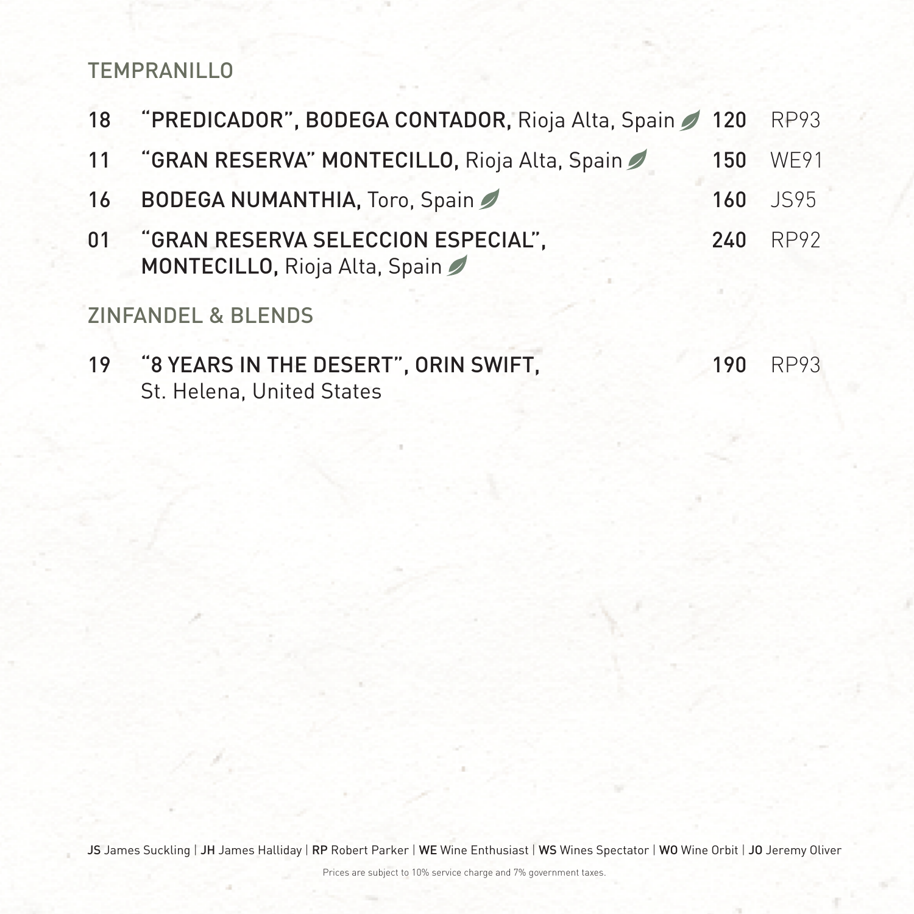## TEMPRANILLO

| | | | |
|---|---|---|---|
| 18 | **"PREDICADOR", BODEGA CONTADOR,** Rioja Alta, Spain | **120** | RP93 |
| 11 | **"GRAN RESERVA" MONTECILLO,** Rioja Alta, Spain | **150** | WE91 |
| 16 | **BODEGA NUMANTHIA,** Toro, Spain | **160** | JS95 |
| 01 | **"GRAN RESERVA SELECCION ESPECIAL", MONTECILLO,** Rioja Alta, Spain | **240** | RP92 |

## ZINFANDEL & BLENDS

| | | | |
|---|---|---|---|
| 19 | **"8 YEARS IN THE DESERT", ORIN SWIFT,** St. Helena, United States | **190** | RP93 |

**JS** James Suckling | **JH** James Halliday | **RP** Robert Parker | **WE** Wine Enthusiast | **WS** Wines Spectator | **WO** Wine Orbit | **JO** Jeremy Oliver

Prices are subject to 10% service charge and 7% government taxes.